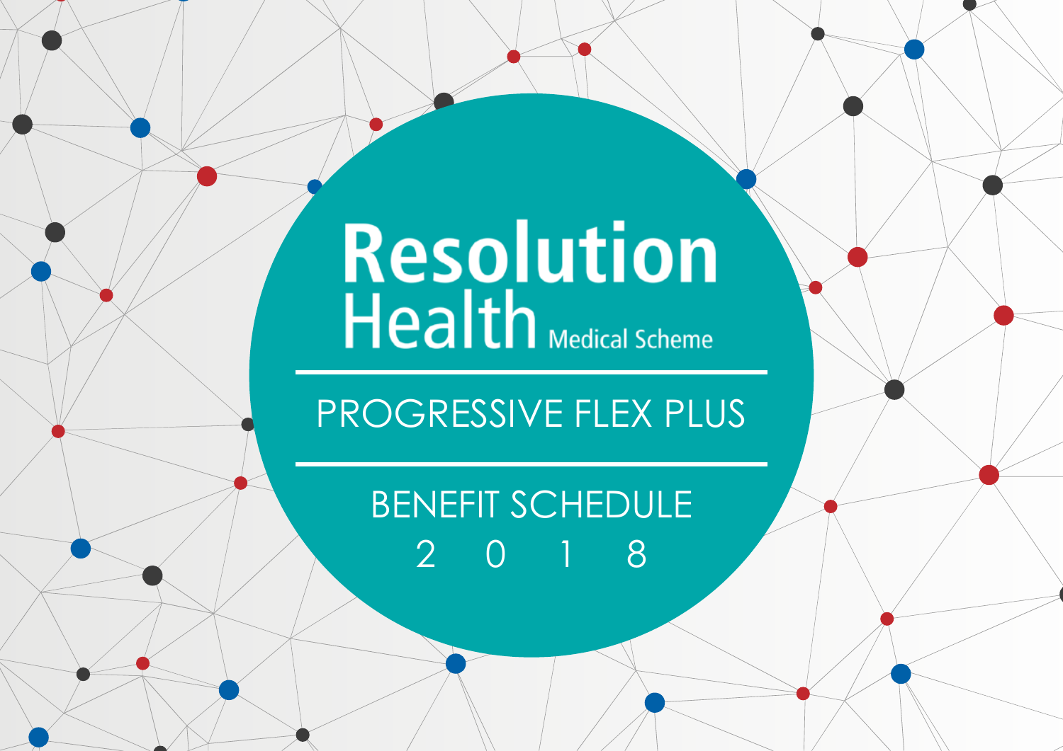# Resolution Health

Medical Scheme

## PROGRESSIVE FLEX PLUS

## BENEFIT SCHEDULE

2 0 1 8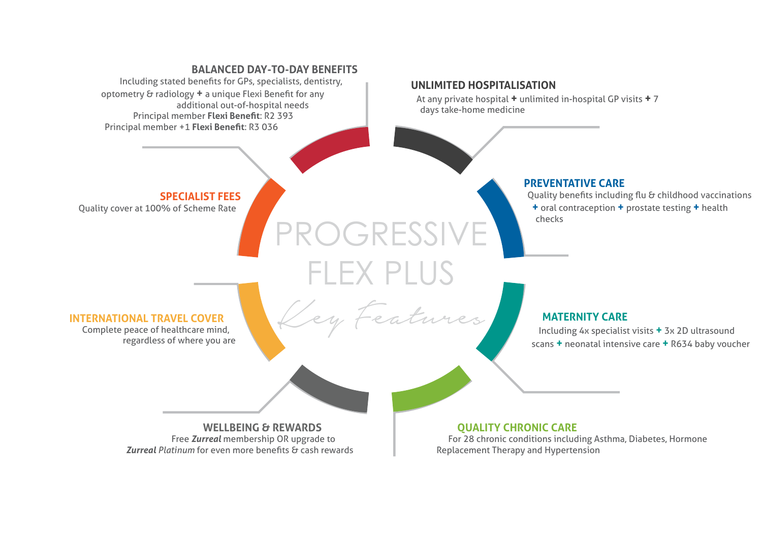# PROGRESSIVE FLEX PLUS

*Key Features*

### BALANCED DAY-TO-DAY BENEFITS

Including stated benefits for GPs, specialists, dentistry, optometry & radiology **+** a unique Flexi Benefit for any additional out-of-hospital needs

Principal member **Flexi Benefit**: R2 393

Principal member +1 **Flexi Benefit**: R3 036

### UNLIMITED HOSPITALISATION

At any private hospital **+** unlimited in-hospital GP visits **+** 7 days take-home medicine

### PREVENTATIVE CARE

Quality benefits including flu & childhood vaccinations **+** oral contraception **+** prostate testing **+** health checks

### MATERNITY CARE

Including 4x specialist visits **+** 3x 2D ultrasound scans **+** neonatal intensive care **+** R634 baby voucher

### QUALITY CHRONIC CARE

For 28 chronic conditions including Asthma, Diabetes, Hormone Replacement Therapy and Hypertension

### WELLBEING & REWARDS

Free ***Zurreal*** membership OR upgrade to ***Zurreal*** *Platinum* for even more benefits & cash rewards

### INTERNATIONAL TRAVEL COVER

Complete peace of healthcare mind, regardless of where you are

### SPECIALIST FEES

Quality cover at 100% of Scheme Rate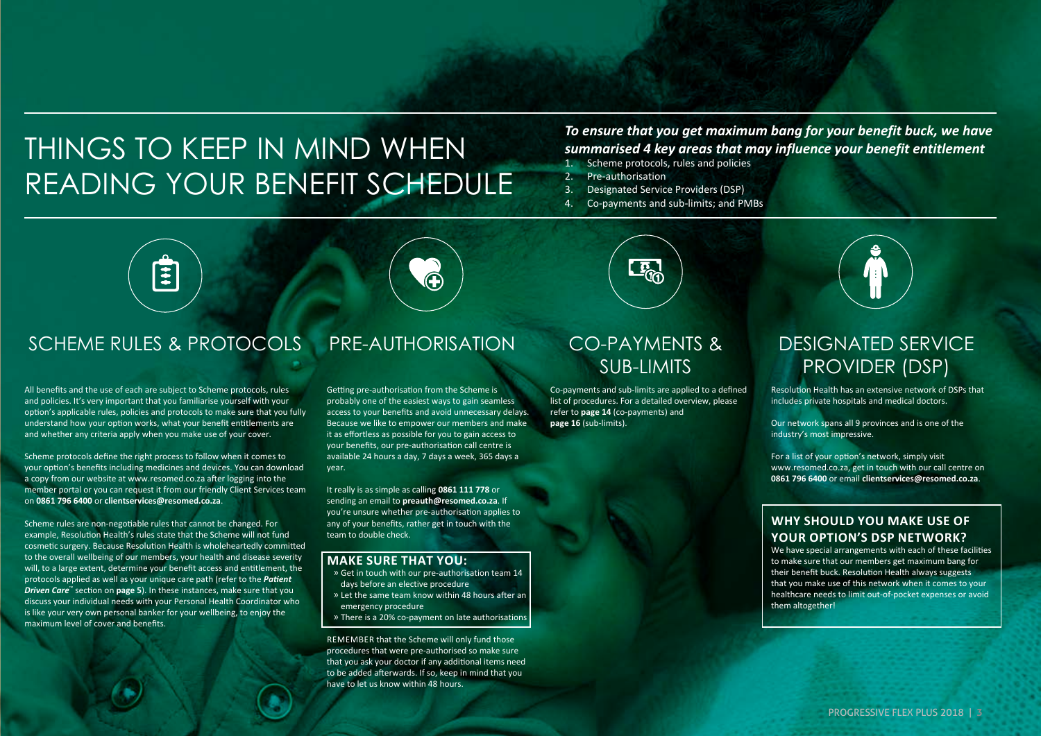# THINGS TO KEEP IN MIND WHEN READING YOUR BENEFIT SCHEDULE

***To ensure that you get maximum bang for your benefit buck, we have summarised 4 key areas that may influence your benefit entitlement***

1. Scheme protocols, rules and policies
2. Pre-authorisation
3. Designated Service Providers (DSP)
4. Co-payments and sub-limits; and PMBs

## SCHEME RULES & PROTOCOLS

All benefits and the use of each are subject to Scheme protocols, rules and policies. It's very important that you familiarise yourself with your option's applicable rules, policies and protocols to make sure that you fully understand how your option works, what your benefit entitlements are and whether any criteria apply when you make use of your cover.

Scheme protocols define the right process to follow when it comes to your option's benefits including medicines and devices. You can download a copy from our website at www.resomed.co.za after logging into the member portal or you can request it from our friendly Client Services team on **0861 796 6400** or **clientservices@resomed.co.za**.

Scheme rules are non-negotiable rules that cannot be changed. For example, Resolution Health's rules state that the Scheme will not fund cosmetic surgery. Because Resolution Health is wholeheartedly committed to the overall wellbeing of our members, your health and disease severity will, to a large extent, determine your benefit access and entitlement, the protocols applied as well as your unique care path (refer to the ***Patient Driven Care***™ section on **page 5**). In these instances, make sure that you discuss your individual needs with your Personal Health Coordinator who is like your very own personal banker for your wellbeing, to enjoy the maximum level of cover and benefits.

## PRE-AUTHORISATION

Getting pre-authorisation from the Scheme is probably one of the easiest ways to gain seamless access to your benefits and avoid unnecessary delays. Because we like to empower our members and make it as effortless as possible for you to gain access to your benefits, our pre-authorisation call centre is available 24 hours a day, 7 days a week, 365 days a year.

It really is as simple as calling **0861 111 778** or sending an email to **preauth@resomed.co.za**. If you're unsure whether pre-authorisation applies to any of your benefits, rather get in touch with the team to double check.

### MAKE SURE THAT YOU:

- Get in touch with our pre-authorisation team 14 days before an elective procedure
- Let the same team know within 48 hours after an emergency procedure
- There is a 20% co-payment on late authorisations

REMEMBER that the Scheme will only fund those procedures that were pre-authorised so make sure that you ask your doctor if any additional items need to be added afterwards. If so, keep in mind that you have to let us know within 48 hours.

## CO-PAYMENTS & SUB-LIMITS

Co-payments and sub-limits are applied to a defined list of procedures. For a detailed overview, please refer to **page 14** (co-payments) and **page 16** (sub-limits).

## DESIGNATED SERVICE PROVIDER (DSP)

Resolution Health has an extensive network of DSPs that includes private hospitals and medical doctors.

Our network spans all 9 provinces and is one of the industry's most impressive.

For a list of your option's network, simply visit www.resomed.co.za, get in touch with our call centre on **0861 796 6400** or email **clientservices@resomed.co.za**.

### WHY SHOULD YOU MAKE USE OF YOUR OPTION'S DSP NETWORK?

We have special arrangements with each of these facilities to make sure that our members get maximum bang for their benefit buck. Resolution Health always suggests that you make use of this network when it comes to your healthcare needs to limit out-of-pocket expenses or avoid them altogether!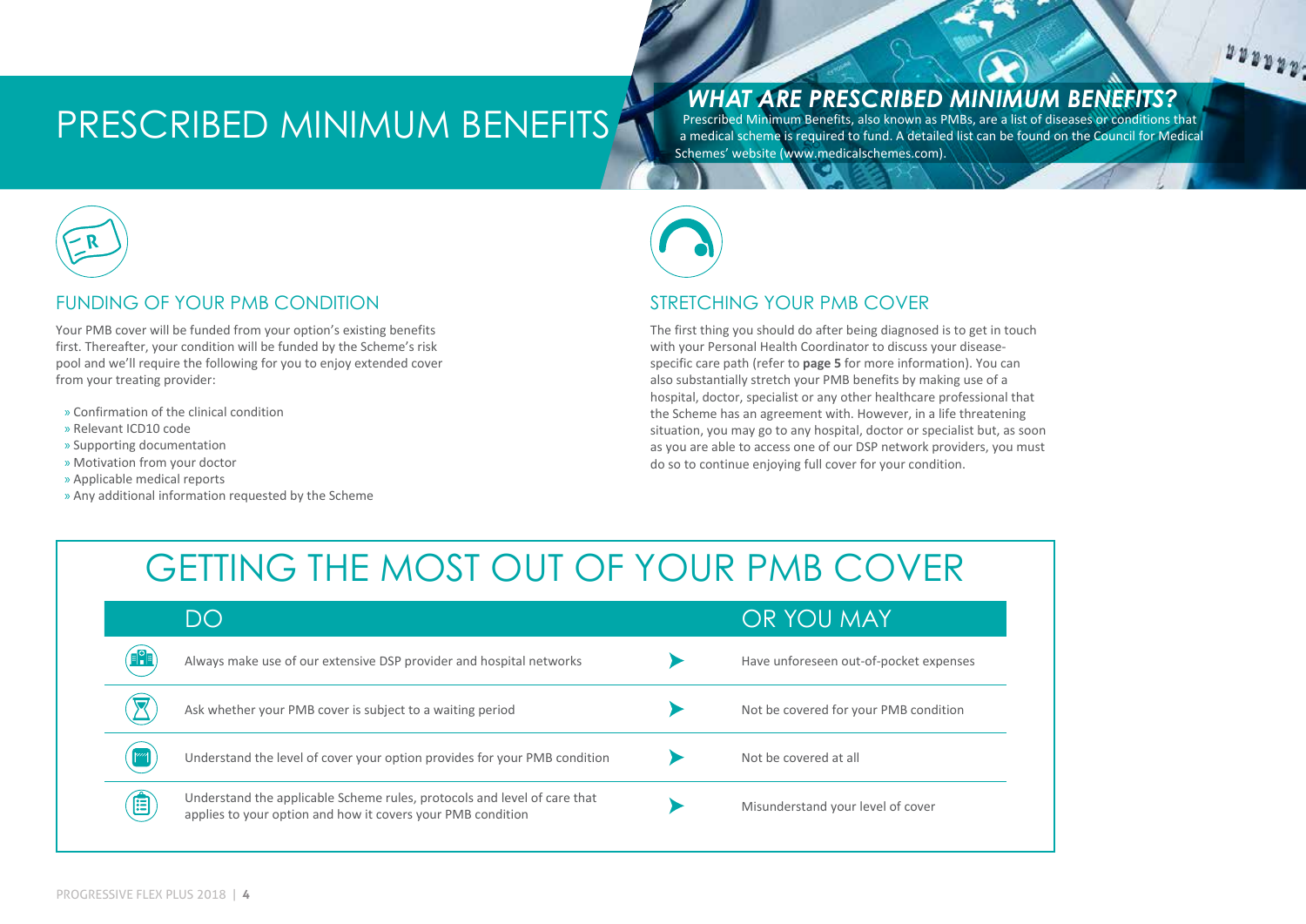# PRESCRIBED MINIMUM BENEFITS

## *WHAT ARE PRESCRIBED MINIMUM BENEFITS?*

Prescribed Minimum Benefits, also known as PMBs, are a list of diseases or conditions that a medical scheme is required to fund. A detailed list can be found on the Council for Medical Schemes' website (www.medicalschemes.com).

## FUNDING OF YOUR PMB CONDITION

Your PMB cover will be funded from your option's existing benefits first. Thereafter, your condition will be funded by the Scheme's risk pool and we'll require the following for you to enjoy extended cover from your treating provider:

- Confirmation of the clinical condition
- Relevant ICD10 code
- Supporting documentation
- Motivation from your doctor
- Applicable medical reports
- Any additional information requested by the Scheme

## STRETCHING YOUR PMB COVER

The first thing you should do after being diagnosed is to get in touch with your Personal Health Coordinator to discuss your disease-specific care path (refer to **page 5** for more information). You can also substantially stretch your PMB benefits by making use of a hospital, doctor, specialist or any other healthcare professional that the Scheme has an agreement with. However, in a life threatening situation, you may go to any hospital, doctor or specialist but, as soon as you are able to access one of our DSP network providers, you must do so to continue enjoying full cover for your condition.

# GETTING THE MOST OUT OF YOUR PMB COVER

| DO | OR YOU MAY |
|---|---|
| Always make use of our extensive DSP provider and hospital networks | Have unforeseen out-of-pocket expenses |
| Ask whether your PMB cover is subject to a waiting period | Not be covered for your PMB condition |
| Understand the level of cover your option provides for your PMB condition | Not be covered at all |
| Understand the applicable Scheme rules, protocols and level of care that applies to your option and how it covers your PMB condition | Misunderstand your level of cover |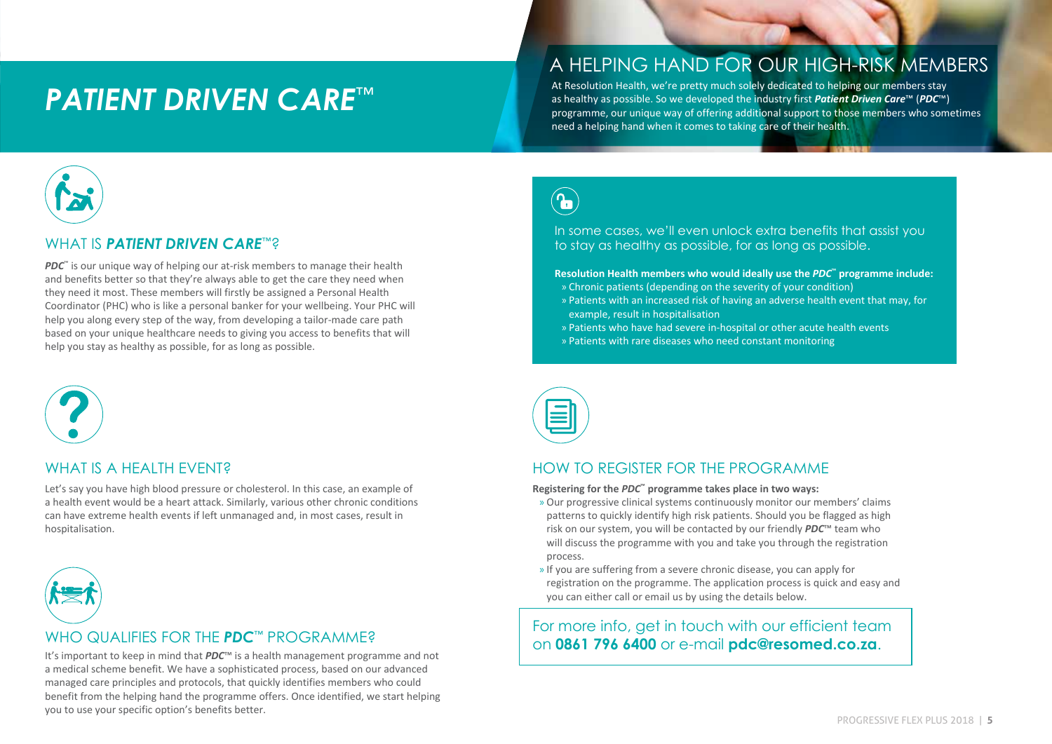# *PATIENT DRIVEN CARE*™

## A HELPING HAND FOR OUR HIGH-RISK MEMBERS

At Resolution Health, we're pretty much solely dedicated to helping our members stay as healthy as possible. So we developed the industry first ***Patient Driven Care***™ (***PDC***™) programme, our unique way of offering additional support to those members who sometimes need a helping hand when it comes to taking care of their health.

## WHAT IS ***PATIENT DRIVEN CARE***™?

***PDC***™ is our unique way of helping our at-risk members to manage their health and benefits better so that they're always able to get the care they need when they need it most. These members will firstly be assigned a Personal Health Coordinator (PHC) who is like a personal banker for your wellbeing. Your PHC will help you along every step of the way, from developing a tailor-made care path based on your unique healthcare needs to giving you access to benefits that will help you stay as healthy as possible, for as long as possible.

## WHAT IS A HEALTH EVENT?

Let's say you have high blood pressure or cholesterol. In this case, an example of a health event would be a heart attack. Similarly, various other chronic conditions can have extreme health events if left unmanaged and, in most cases, result in hospitalisation.

## WHO QUALIFIES FOR THE ***PDC***™ PROGRAMME?

It's important to keep in mind that ***PDC***™ is a health management programme and not a medical scheme benefit. We have a sophisticated process, based on our advanced managed care principles and protocols, that quickly identifies members who could benefit from the helping hand the programme offers. Once identified, we start helping you to use your specific option's benefits better.

In some cases, we'll even unlock extra benefits that assist you to stay as healthy as possible, for as long as possible.

**Resolution Health members who would ideally use the *PDC*™ programme include:**

- Chronic patients (depending on the severity of your condition)
- Patients with an increased risk of having an adverse health event that may, for example, result in hospitalisation
- Patients who have had severe in-hospital or other acute health events
- Patients with rare diseases who need constant monitoring

## HOW TO REGISTER FOR THE PROGRAMME

**Registering for the *PDC*™ programme takes place in two ways:**

- Our progressive clinical systems continuously monitor our members' claims patterns to quickly identify high risk patients. Should you be flagged as high risk on our system, you will be contacted by our friendly ***PDC***™ team who will discuss the programme with you and take you through the registration process.
- If you are suffering from a severe chronic disease, you can apply for registration on the programme. The application process is quick and easy and you can either call or email us by using the details below.

For more info, get in touch with our efficient team on **0861 796 6400** or e-mail **pdc@resomed.co.za**.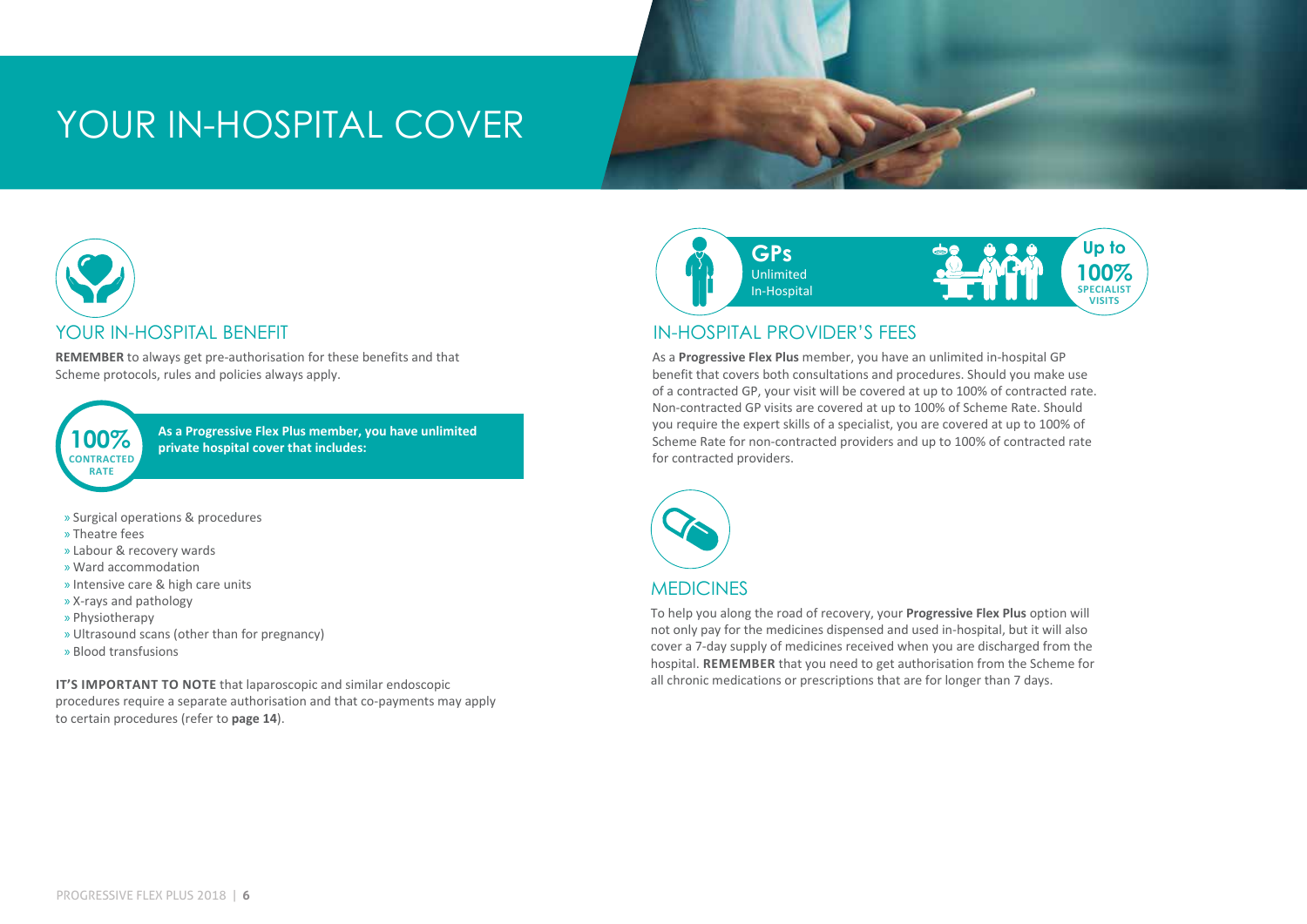# YOUR IN-HOSPITAL COVER

## YOUR IN-HOSPITAL BENEFIT

**REMEMBER** to always get pre-authorisation for these benefits and that Scheme protocols, rules and policies always apply.

**100% CONTRACTED RATE**

**As a Progressive Flex Plus member, you have unlimited private hospital cover that includes:**

- Surgical operations & procedures
- Theatre fees
- Labour & recovery wards
- Ward accommodation
- Intensive care & high care units
- X-rays and pathology
- Physiotherapy
- Ultrasound scans (other than for pregnancy)
- Blood transfusions

**IT'S IMPORTANT TO NOTE** that laparoscopic and similar endoscopic procedures require a separate authorisation and that co-payments may apply to certain procedures (refer to **page 14**).

**GPs** Unlimited In-Hospital

**Up to 100% SPECIALIST VISITS**

## IN-HOSPITAL PROVIDER'S FEES

As a **Progressive Flex Plus** member, you have an unlimited in-hospital GP benefit that covers both consultations and procedures. Should you make use of a contracted GP, your visit will be covered at up to 100% of contracted rate. Non-contracted GP visits are covered at up to 100% of Scheme Rate. Should you require the expert skills of a specialist, you are covered at up to 100% of Scheme Rate for non-contracted providers and up to 100% of contracted rate for contracted providers.

## MEDICINES

To help you along the road of recovery, your **Progressive Flex Plus** option will not only pay for the medicines dispensed and used in-hospital, but it will also cover a 7-day supply of medicines received when you are discharged from the hospital. **REMEMBER** that you need to get authorisation from the Scheme for all chronic medications or prescriptions that are for longer than 7 days.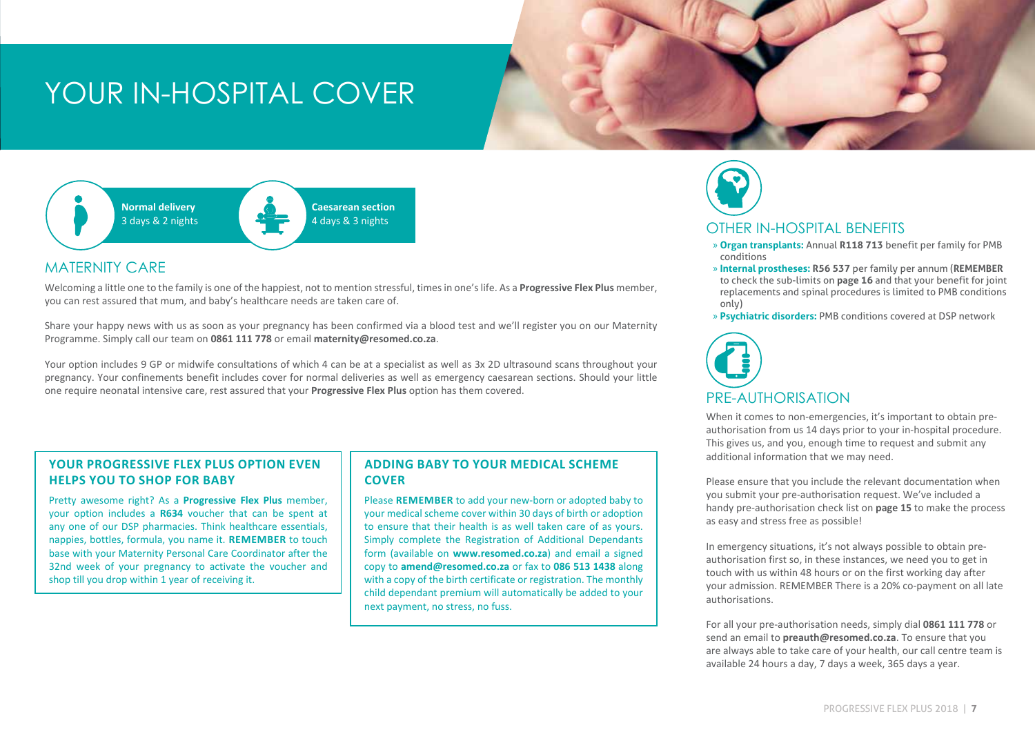# YOUR IN-HOSPITAL COVER

**Normal delivery**
3 days & 2 nights

**Caesarean section**
4 days & 3 nights

## MATERNITY CARE

Welcoming a little one to the family is one of the happiest, not to mention stressful, times in one's life. As a **Progressive Flex Plus** member, you can rest assured that mum, and baby's healthcare needs are taken care of.

Share your happy news with us as soon as your pregnancy has been confirmed via a blood test and we'll register you on our Maternity Programme. Simply call our team on **0861 111 778** or email **maternity@resomed.co.za**.

Your option includes 9 GP or midwife consultations of which 4 can be at a specialist as well as 3x 2D ultrasound scans throughout your pregnancy. Your confinements benefit includes cover for normal deliveries as well as emergency caesarean sections. Should your little one require neonatal intensive care, rest assured that your **Progressive Flex Plus** option has them covered.

### YOUR PROGRESSIVE FLEX PLUS OPTION EVEN HELPS YOU TO SHOP FOR BABY

Pretty awesome right? As a **Progressive Flex Plus** member, your option includes a **R634** voucher that can be spent at any one of our DSP pharmacies. Think healthcare essentials, nappies, bottles, formula, you name it. **REMEMBER** to touch base with your Maternity Personal Care Coordinator after the 32nd week of your pregnancy to activate the voucher and shop till you drop within 1 year of receiving it.

### ADDING BABY TO YOUR MEDICAL SCHEME COVER

Please **REMEMBER** to add your new-born or adopted baby to your medical scheme cover within 30 days of birth or adoption to ensure that their health is as well taken care of as yours. Simply complete the Registration of Additional Dependants form (available on **www.resomed.co.za**) and email a signed copy to **amend@resomed.co.za** or fax to **086 513 1438** along with a copy of the birth certificate or registration. The monthly child dependant premium will automatically be added to your next payment, no stress, no fuss.

## OTHER IN-HOSPITAL BENEFITS

- **Organ transplants:** Annual **R118 713** benefit per family for PMB conditions
- **Internal prostheses: R56 537** per family per annum (**REMEMBER** to check the sub-limits on **page 16** and that your benefit for joint replacements and spinal procedures is limited to PMB conditions only)
- **Psychiatric disorders:** PMB conditions covered at DSP network

## PRE-AUTHORISATION

When it comes to non-emergencies, it's important to obtain pre-authorisation from us 14 days prior to your in-hospital procedure. This gives us, and you, enough time to request and submit any additional information that we may need.

Please ensure that you include the relevant documentation when you submit your pre-authorisation request. We've included a handy pre-authorisation check list on **page 15** to make the process as easy and stress free as possible!

In emergency situations, it's not always possible to obtain pre-authorisation first so, in these instances, we need you to get in touch with us within 48 hours or on the first working day after your admission. REMEMBER There is a 20% co-payment on all late authorisations.

For all your pre-authorisation needs, simply dial **0861 111 778** or send an email to **preauth@resomed.co.za**. To ensure that you are always able to take care of your health, our call centre team is available 24 hours a day, 7 days a week, 365 days a year.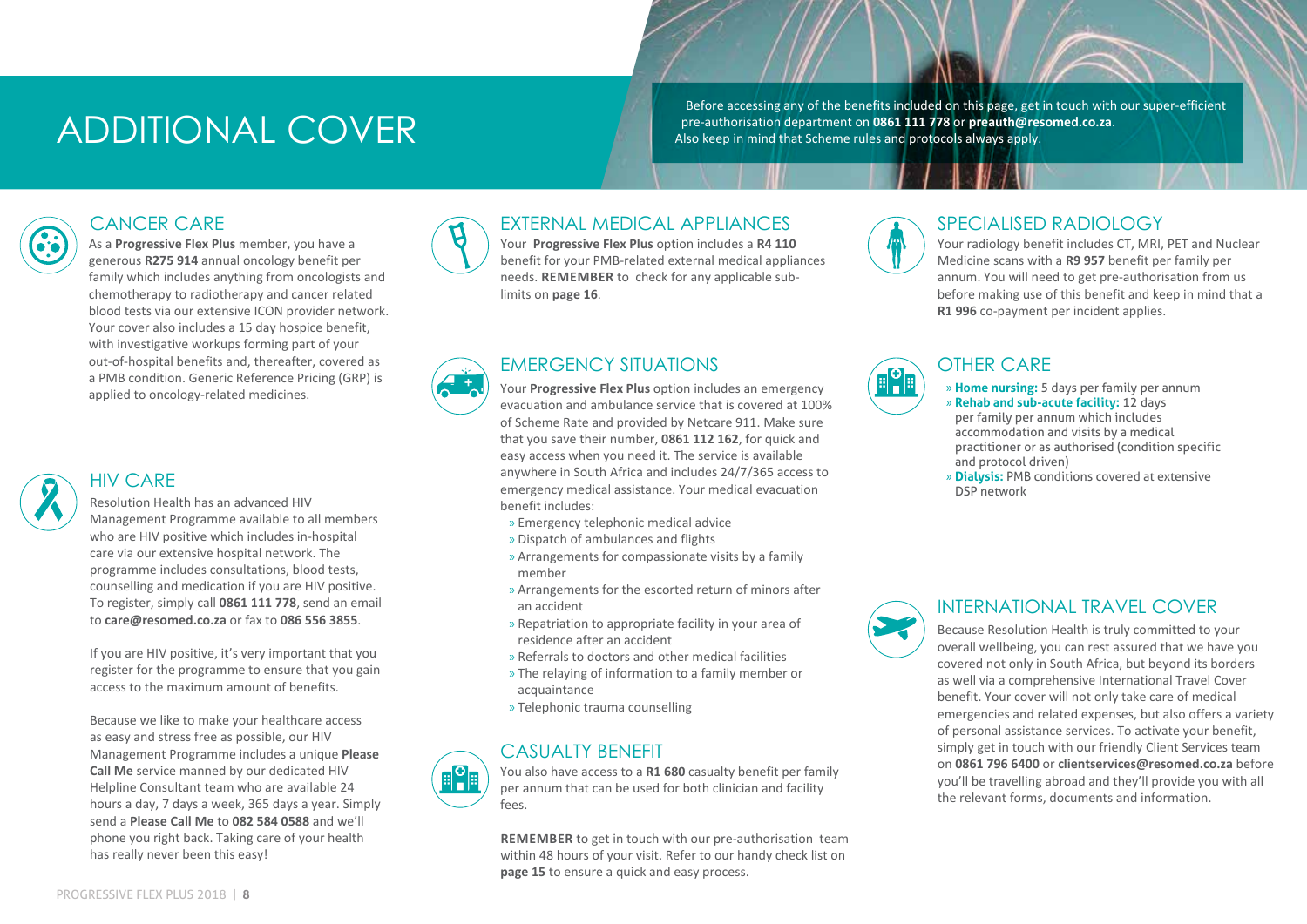# ADDITIONAL COVER

Before accessing any of the benefits included on this page, get in touch with our super-efficient pre-authorisation department on **0861 111 778** or **preauth@resomed.co.za**. Also keep in mind that Scheme rules and protocols always apply.

## CANCER CARE

As a **Progressive Flex Plus** member, you have a generous **R275 914** annual oncology benefit per family which includes anything from oncologists and chemotherapy to radiotherapy and cancer related blood tests via our extensive ICON provider network. Your cover also includes a 15 day hospice benefit, with investigative workups forming part of your out-of-hospital benefits and, thereafter, covered as a PMB condition. Generic Reference Pricing (GRP) is applied to oncology-related medicines.

## HIV CARE

Resolution Health has an advanced HIV Management Programme available to all members who are HIV positive which includes in-hospital care via our extensive hospital network. The programme includes consultations, blood tests, counselling and medication if you are HIV positive. To register, simply call **0861 111 778**, send an email to **care@resomed.co.za** or fax to **086 556 3855**.

If you are HIV positive, it's very important that you register for the programme to ensure that you gain access to the maximum amount of benefits.

Because we like to make your healthcare access as easy and stress free as possible, our HIV Management Programme includes a unique **Please Call Me** service manned by our dedicated HIV Helpline Consultant team who are available 24 hours a day, 7 days a week, 365 days a year. Simply send a **Please Call Me** to **082 584 0588** and we'll phone you right back. Taking care of your health has really never been this easy!

## EXTERNAL MEDICAL APPLIANCES

Your **Progressive Flex Plus** option includes a **R4 110** benefit for your PMB-related external medical appliances needs. **REMEMBER** to check for any applicable sub-limits on **page 16**.

## EMERGENCY SITUATIONS

Your **Progressive Flex Plus** option includes an emergency evacuation and ambulance service that is covered at 100% of Scheme Rate and provided by Netcare 911. Make sure that you save their number, **0861 112 162**, for quick and easy access when you need it. The service is available anywhere in South Africa and includes 24/7/365 access to emergency medical assistance. Your medical evacuation benefit includes:

- Emergency telephonic medical advice
- Dispatch of ambulances and flights
- Arrangements for compassionate visits by a family member
- Arrangements for the escorted return of minors after an accident
- Repatriation to appropriate facility in your area of residence after an accident
- Referrals to doctors and other medical facilities
- The relaying of information to a family member or acquaintance
- Telephonic trauma counselling

## CASUALTY BENEFIT

You also have access to a **R1 680** casualty benefit per family per annum that can be used for both clinician and facility fees.

**REMEMBER** to get in touch with our pre-authorisation team within 48 hours of your visit. Refer to our handy check list on **page 15** to ensure a quick and easy process.

## SPECIALISED RADIOLOGY

Your radiology benefit includes CT, MRI, PET and Nuclear Medicine scans with a **R9 957** benefit per family per annum. You will need to get pre-authorisation from us before making use of this benefit and keep in mind that a **R1 996** co-payment per incident applies.

## OTHER CARE

- **Home nursing:** 5 days per family per annum
- **Rehab and sub-acute facility:** 12 days per family per annum which includes accommodation and visits by a medical practitioner or as authorised (condition specific and protocol driven)
- **Dialysis:** PMB conditions covered at extensive DSP network

## INTERNATIONAL TRAVEL COVER

Because Resolution Health is truly committed to your overall wellbeing, you can rest assured that we have you covered not only in South Africa, but beyond its borders as well via a comprehensive International Travel Cover benefit. Your cover will not only take care of medical emergencies and related expenses, but also offers a variety of personal assistance services. To activate your benefit, simply get in touch with our friendly Client Services team on **0861 796 6400** or **clientservices@resomed.co.za** before you'll be travelling abroad and they'll provide you with all the relevant forms, documents and information.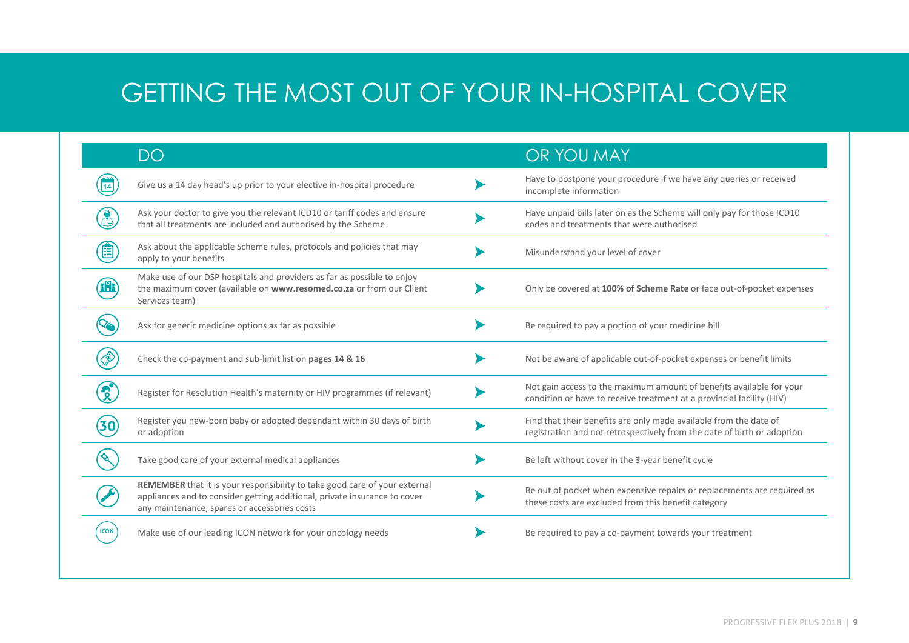# GETTING THE MOST OUT OF YOUR IN-HOSPITAL COVER

| DO | OR YOU MAY |
|---|---|
| Give us a 14 day head's up prior to your elective in-hospital procedure | Have to postpone your procedure if we have any queries or received incomplete information |
| Ask your doctor to give you the relevant ICD10 or tariff codes and ensure that all treatments are included and authorised by the Scheme | Have unpaid bills later on as the Scheme will only pay for those ICD10 codes and treatments that were authorised |
| Ask about the applicable Scheme rules, protocols and policies that may apply to your benefits | Misunderstand your level of cover |
| Make use of our DSP hospitals and providers as far as possible to enjoy the maximum cover (available on **www.resomed.co.za** or from our Client Services team) | Only be covered at **100% of Scheme Rate** or face out-of-pocket expenses |
| Ask for generic medicine options as far as possible | Be required to pay a portion of your medicine bill |
| Check the co-payment and sub-limit list on **pages 14 & 16** | Not be aware of applicable out-of-pocket expenses or benefit limits |
| Register for Resolution Health's maternity or HIV programmes (if relevant) | Not gain access to the maximum amount of benefits available for your condition or have to receive treatment at a provincial facility (HIV) |
| Register you new-born baby or adopted dependant within 30 days of birth or adoption | Find that their benefits are only made available from the date of registration and not retrospectively from the date of birth or adoption |
| Take good care of your external medical appliances | Be left without cover in the 3-year benefit cycle |
| **REMEMBER** that it is your responsibility to take good care of your external appliances and to consider getting additional, private insurance to cover any maintenance, spares or accessories costs | Be out of pocket when expensive repairs or replacements are required as these costs are excluded from this benefit category |
| Make use of our leading ICON network for your oncology needs | Be required to pay a co-payment towards your treatment |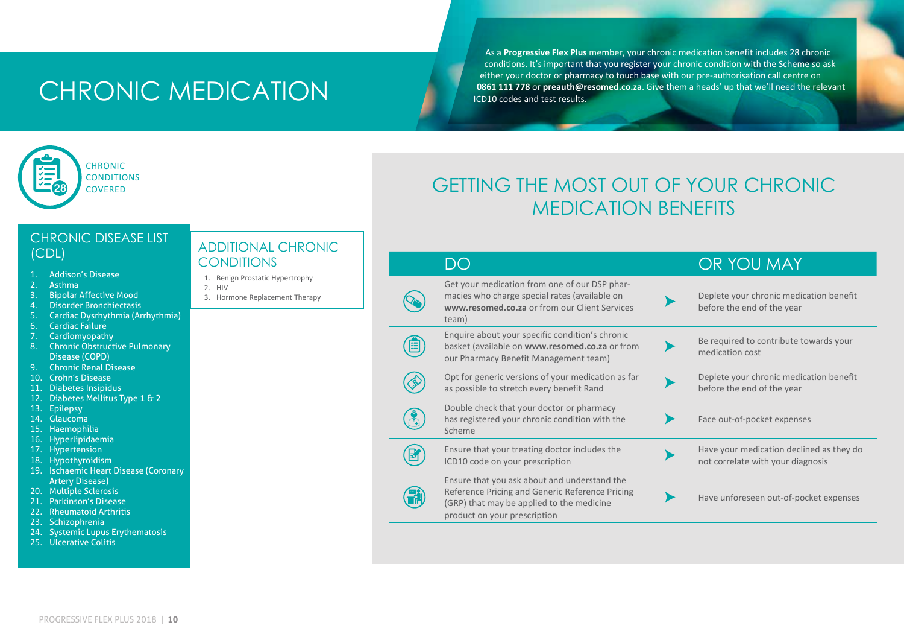# CHRONIC MEDICATION

As a **Progressive Flex Plus** member, your chronic medication benefit includes 28 chronic conditions. It's important that you register your chronic condition with the Scheme so ask either your doctor or pharmacy to touch base with our pre-authorisation call centre on **0861 111 778** or **preauth@resomed.co.za**. Give them a heads' up that we'll need the relevant ICD10 codes and test results.

28 CHRONIC CONDITIONS COVERED

## CHRONIC DISEASE LIST (CDL)

1. Addison's Disease
2. Asthma
3. Bipolar Affective Mood
4. Disorder Bronchiectasis
5. Cardiac Dysrhythmia (Arrhythmia)
6. Cardiac Failure
7. Cardiomyopathy
8. Chronic Obstructive Pulmonary Disease (COPD)
9. Chronic Renal Disease
10. Crohn's Disease
11. Diabetes Insipidus
12. Diabetes Mellitus Type 1 & 2
13. Epilepsy
14. Glaucoma
15. Haemophilia
16. Hyperlipidaemia
17. Hypertension
18. Hypothyroidism
19. Ischaemic Heart Disease (Coronary Artery Disease)
20. Multiple Sclerosis
21. Parkinson's Disease
22. Rheumatoid Arthritis
23. Schizophrenia
24. Systemic Lupus Erythematosis
25. Ulcerative Colitis

## ADDITIONAL CHRONIC CONDITIONS

1. Benign Prostatic Hypertrophy
2. HIV
3. Hormone Replacement Therapy

## GETTING THE MOST OUT OF YOUR CHRONIC MEDICATION BENEFITS

| DO | OR YOU MAY |
|---|---|
| Get your medication from one of our DSP pharmacies who charge special rates (available on **www.resomed.co.za** or from our Client Services team) | Deplete your chronic medication benefit before the end of the year |
| Enquire about your specific condition's chronic basket (available on **www.resomed.co.za** or from our Pharmacy Benefit Management team) | Be required to contribute towards your medication cost |
| Opt for generic versions of your medication as far as possible to stretch every benefit Rand | Deplete your chronic medication benefit before the end of the year |
| Double check that your doctor or pharmacy has registered your chronic condition with the Scheme | Face out-of-pocket expenses |
| Ensure that your treating doctor includes the ICD10 code on your prescription | Have your medication declined as they do not correlate with your diagnosis |
| Ensure that you ask about and understand the Reference Pricing and Generic Reference Pricing (GRP) that may be applied to the medicine product on your prescription | Have unforeseen out-of-pocket expenses |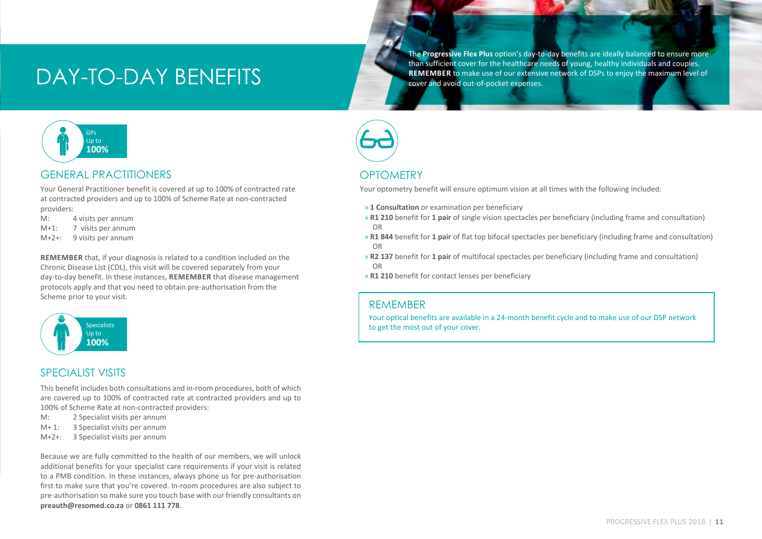# DAY-TO-DAY BENEFITS

The **Progressive Flex Plus** option's day-to-day benefits are ideally balanced to ensure more than sufficient cover for the healthcare needs of young, healthy individuals and couples. **REMEMBER** to make use of our extensive network of DSPs to enjoy the maximum level of cover and avoid out-of-pocket expenses.

GPs
Up to
**100%**

## GENERAL PRACTITIONERS

Your General Practitioner benefit is covered at up to 100% of contracted rate at contracted providers and up to 100% of Scheme Rate at non-contracted providers:

M: 4 visits per annum
M+1: 7 visits per annum
M+2+: 9 visits per annum

**REMEMBER** that, if your diagnosis is related to a condition included on the Chronic Disease List (CDL), this visit will be covered separately from your day-to-day benefit. In these instances, **REMEMBER** that disease management protocols apply and that you need to obtain pre-authorisation from the Scheme prior to your visit.

Specialists
Up to
**100%**

## SPECIALIST VISITS

This benefit includes both consultations and in-room procedures, both of which are covered up to 100% of contracted rate at contracted providers and up to 100% of Scheme Rate at non-contracted providers:

M: 2 Specialist visits per annum
M+ 1: 3 Specialist visits per annum
M+2+: 3 Specialist visits per annum

Because we are fully committed to the health of our members, we will unlock additional benefits for your specialist care requirements if your visit is related to a PMB condition. In these instances, always phone us for pre-authorisation first to make sure that you're covered. In-room procedures are also subject to pre-authorisation so make sure you touch base with our friendly consultants on **preauth@resomed.co.za** or **0861 111 778**.

## OPTOMETRY

Your optometry benefit will ensure optimum vision at all times with the following included:

- **1 Consultation** or examination per beneficiary
- **R1 210** benefit for **1 pair** of single vision spectacles per beneficiary (including frame and consultation)
  OR
- **R1 844** benefit for **1 pair** of flat top bifocal spectacles per beneficiary (including frame and consultation)
  OR
- **R2 137** benefit for **1 pair** of multifocal spectacles per beneficiary (including frame and consultation)
  OR
- **R1 210** benefit for contact lenses per beneficiary

### REMEMBER

Your optical benefits are available in a 24-month benefit cycle and to make use of our DSP network to get the most out of your cover.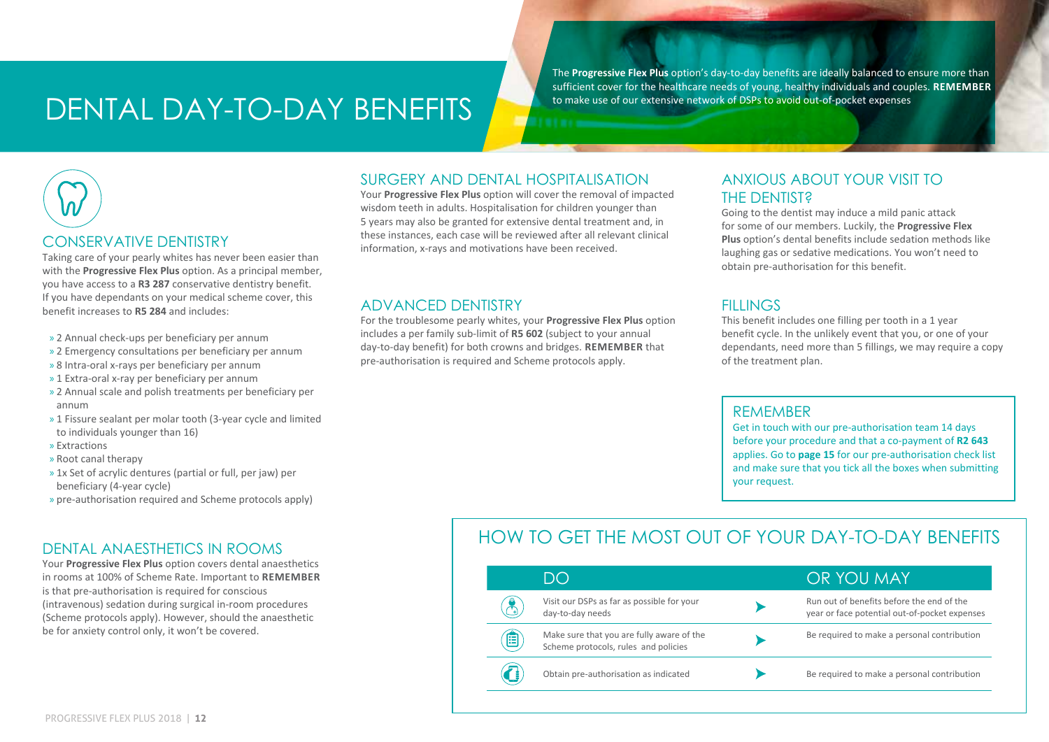# DENTAL DAY-TO-DAY BENEFITS

The **Progressive Flex Plus** option's day-to-day benefits are ideally balanced to ensure more than sufficient cover for the healthcare needs of young, healthy individuals and couples. **REMEMBER** to make use of our extensive network of DSPs to avoid out-of-pocket expenses

## CONSERVATIVE DENTISTRY

Taking care of your pearly whites has never been easier than with the **Progressive Flex Plus** option. As a principal member, you have access to a **R3 287** conservative dentistry benefit. If you have dependants on your medical scheme cover, this benefit increases to **R5 284** and includes:

- 2 Annual check-ups per beneficiary per annum
- 2 Emergency consultations per beneficiary per annum
- 8 Intra-oral x-rays per beneficiary per annum
- 1 Extra-oral x-ray per beneficiary per annum
- 2 Annual scale and polish treatments per beneficiary per annum
- 1 Fissure sealant per molar tooth (3-year cycle and limited to individuals younger than 16)
- Extractions
- Root canal therapy
- 1x Set of acrylic dentures (partial or full, per jaw) per beneficiary (4-year cycle)
- pre-authorisation required and Scheme protocols apply)

## DENTAL ANAESTHETICS IN ROOMS

Your **Progressive Flex Plus** option covers dental anaesthetics in rooms at 100% of Scheme Rate. Important to **REMEMBER** is that pre-authorisation is required for conscious (intravenous) sedation during surgical in-room procedures (Scheme protocols apply). However, should the anaesthetic be for anxiety control only, it won't be covered.

## SURGERY AND DENTAL HOSPITALISATION

Your **Progressive Flex Plus** option will cover the removal of impacted wisdom teeth in adults. Hospitalisation for children younger than 5 years may also be granted for extensive dental treatment and, in these instances, each case will be reviewed after all relevant clinical information, x-rays and motivations have been received.

## ADVANCED DENTISTRY

For the troublesome pearly whites, your **Progressive Flex Plus** option includes a per family sub-limit of **R5 602** (subject to your annual day-to-day benefit) for both crowns and bridges. **REMEMBER** that pre-authorisation is required and Scheme protocols apply.

## ANXIOUS ABOUT YOUR VISIT TO THE DENTIST?

Going to the dentist may induce a mild panic attack for some of our members. Luckily, the **Progressive Flex Plus** option's dental benefits include sedation methods like laughing gas or sedative medications. You won't need to obtain pre-authorisation for this benefit.

## FILLINGS

This benefit includes one filling per tooth in a 1 year benefit cycle. In the unlikely event that you, or one of your dependants, need more than 5 fillings, we may require a copy of the treatment plan.

## REMEMBER

Get in touch with our pre-authorisation team 14 days before your procedure and that a co-payment of **R2 643** applies. Go to **page 15** for our pre-authorisation check list and make sure that you tick all the boxes when submitting your request.

## HOW TO GET THE MOST OUT OF YOUR DAY-TO-DAY BENEFITS

| DO | OR YOU MAY |
|---|---|
| Visit our DSPs as far as possible for your day-to-day needs | Run out of benefits before the end of the year or face potential out-of-pocket expenses |
| Make sure that you are fully aware of the Scheme protocols, rules and policies | Be required to make a personal contribution |
| Obtain pre-authorisation as indicated | Be required to make a personal contribution |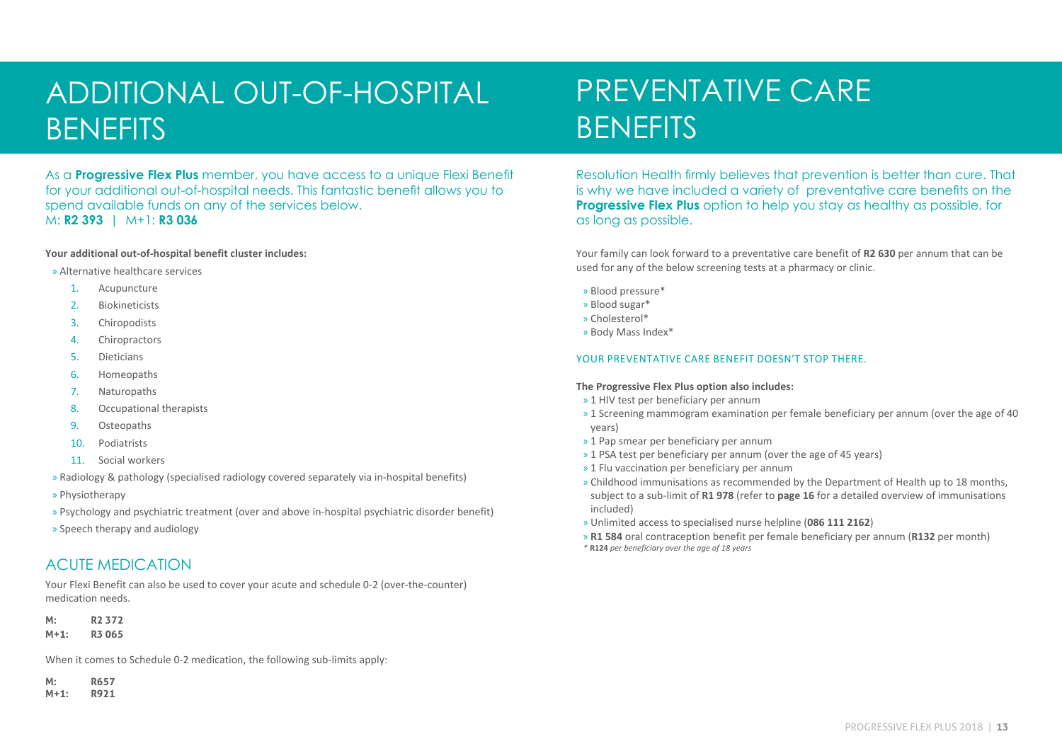# ADDITIONAL OUT-OF-HOSPITAL BENEFITS

As a **Progressive Flex Plus** member, you have access to a unique Flexi Benefit for your additional out-of-hospital needs. This fantastic benefit allows you to spend available funds on any of the services below.
M: **R2 393** | M+1: **R3 036**

**Your additional out-of-hospital benefit cluster includes:**

- Alternative healthcare services
  1. Acupuncture
  2. Biokineticists
  3. Chiropodists
  4. Chiropractors
  5. Dieticians
  6. Homeopaths
  7. Naturopaths
  8. Occupational therapists
  9. Osteopaths
  10. Podiatrists
  11. Social workers
- Radiology & pathology (specialised radiology covered separately via in-hospital benefits)
- Physiotherapy
- Psychology and psychiatric treatment (over and above in-hospital psychiatric disorder benefit)
- Speech therapy and audiology

## ACUTE MEDICATION

Your Flexi Benefit can also be used to cover your acute and schedule 0-2 (over-the-counter) medication needs.

**M:** **R2 372**
**M+1:** **R3 065**

When it comes to Schedule 0-2 medication, the following sub-limits apply:

**M:** **R657**
**M+1:** **R921**

# PREVENTATIVE CARE BENEFITS

Resolution Health firmly believes that prevention is better than cure. That is why we have included a variety of preventative care benefits on the **Progressive Flex Plus** option to help you stay as healthy as possible, for as long as possible.

Your family can look forward to a preventative care benefit of **R2 630** per annum that can be used for any of the below screening tests at a pharmacy or clinic.

- Blood pressure*
- Blood sugar*
- Cholesterol*
- Body Mass Index*

YOUR PREVENTATIVE CARE BENEFIT DOESN'T STOP THERE.

**The Progressive Flex Plus option also includes:**

- 1 HIV test per beneficiary per annum
- 1 Screening mammogram examination per female beneficiary per annum (over the age of 40 years)
- 1 Pap smear per beneficiary per annum
- 1 PSA test per beneficiary per annum (over the age of 45 years)
- 1 Flu vaccination per beneficiary per annum
- Childhood immunisations as recommended by the Department of Health up to 18 months, subject to a sub-limit of **R1 978** (refer to **page 16** for a detailed overview of immunisations included)
- Unlimited access to specialised nurse helpline (**086 111 2162**)
- **R1 584** oral contraception benefit per female beneficiary per annum (**R132** per month)

*\* **R124** per beneficiary over the age of 18 years*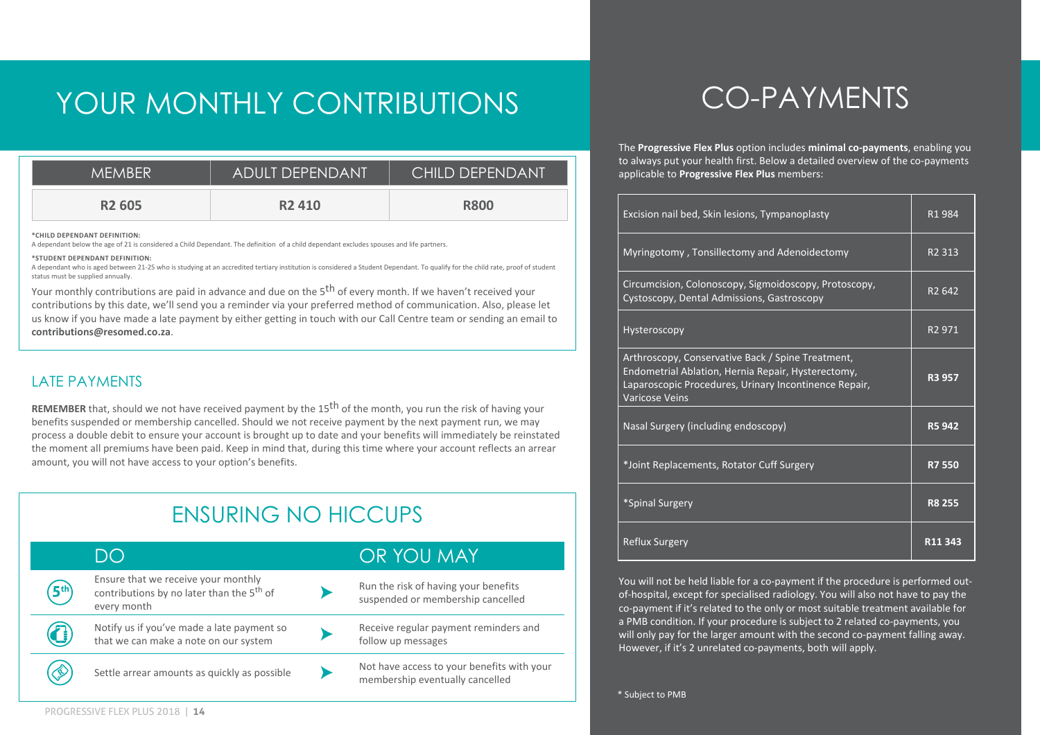# YOUR MONTHLY CONTRIBUTIONS

| MEMBER | ADULT DEPENDANT | CHILD DEPENDANT |
| --- | --- | --- |
| **R2 605** | **R2 410** | **R800** |

***CHILD DEPENDANT DEFINITION:**
A dependant below the age of 21 is considered a Child Dependant. The definition of a child dependant excludes spouses and life partners.

***STUDENT DEPENDANT DEFINITION:**
A dependant who is aged between 21-25 who is studying at an accredited tertiary institution is considered a Student Dependant. To qualify for the child rate, proof of student status must be supplied annually.

Your monthly contributions are paid in advance and due on the 5th of every month. If we haven't received your contributions by this date, we'll send you a reminder via your preferred method of communication. Also, please let us know if you have made a late payment by either getting in touch with our Call Centre team or sending an email to **contributions@resomed.co.za**.

## LATE PAYMENTS

**REMEMBER** that, should we not have received payment by the 15th of the month, you run the risk of having your benefits suspended or membership cancelled. Should we not receive payment by the next payment run, we may process a double debit to ensure your account is brought up to date and your benefits will immediately be reinstated the moment all premiums have been paid. Keep in mind that, during this time where your account reflects an arrear amount, you will not have access to your option's benefits.

## ENSURING NO HICCUPS

| DO | OR YOU MAY |
| --- | --- |
| Ensure that we receive your monthly contributions by no later than the 5th of every month | Run the risk of having your benefits suspended or membership cancelled |
| Notify us if you've made a late payment so that we can make a note on our system | Receive regular payment reminders and follow up messages |
| Settle arrear amounts as quickly as possible | Not have access to your benefits with your membership eventually cancelled |

# CO-PAYMENTS

The **Progressive Flex Plus** option includes **minimal co-payments**, enabling you to always put your health first. Below a detailed overview of the co-payments applicable to **Progressive Flex Plus** members:

| Procedure | Co-payment |
| --- | --- |
| Excision nail bed, Skin lesions, Tympanoplasty | R1 984 |
| Myringotomy , Tonsillectomy and Adenoidectomy | R2 313 |
| Circumcision, Colonoscopy, Sigmoidoscopy, Protoscopy, Cystoscopy, Dental Admissions, Gastroscopy | R2 642 |
| Hysteroscopy | R2 971 |
| Arthroscopy, Conservative Back / Spine Treatment, Endometrial Ablation, Hernia Repair, Hysterectomy, Laparoscopic Procedures, Urinary Incontinence Repair, Varicose Veins | **R3 957** |
| Nasal Surgery (including endoscopy) | **R5 942** |
| *Joint Replacements, Rotator Cuff Surgery | **R7 550** |
| *Spinal Surgery | **R8 255** |
| Reflux Surgery | **R11 343** |

You will not be held liable for a co-payment if the procedure is performed out-of-hospital, except for specialised radiology. You will also not have to pay the co-payment if it's related to the only or most suitable treatment available for a PMB condition. If your procedure is subject to 2 related co-payments, you will only pay for the larger amount with the second co-payment falling away. However, if it's 2 unrelated co-payments, both will apply.

* Subject to PMB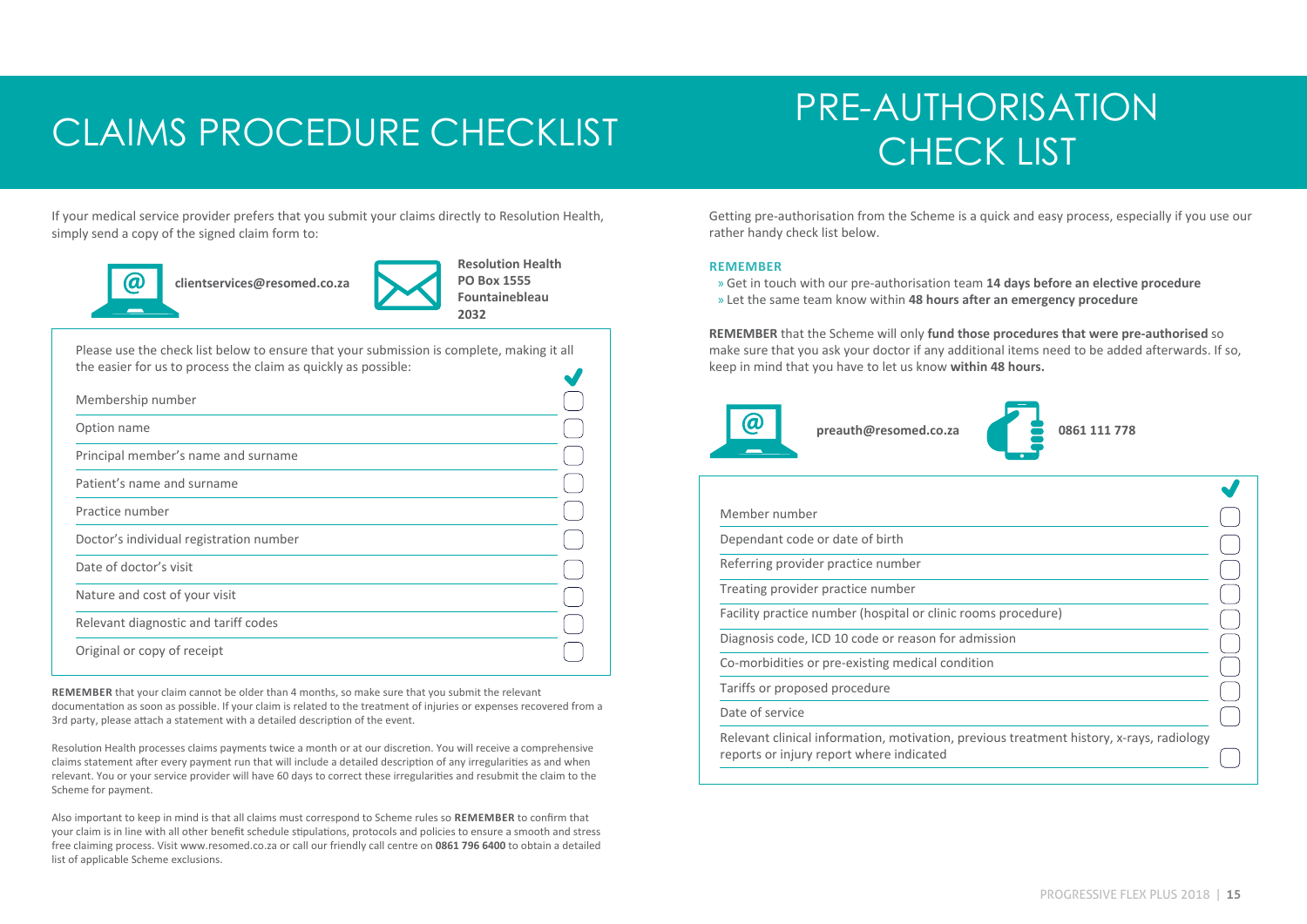# CLAIMS PROCEDURE CHECKLIST

If your medical service provider prefers that you submit your claims directly to Resolution Health, simply send a copy of the signed claim form to:

**clientservices@resomed.co.za**

**Resolution Health**
**PO Box 1555**
**Fountainebleau**
**2032**

Please use the check list below to ensure that your submission is complete, making it all the easier for us to process the claim as quickly as possible:

| | ✔ |
|---|---|
| Membership number | ☐ |
| Option name | ☐ |
| Principal member's name and surname | ☐ |
| Patient's name and surname | ☐ |
| Practice number | ☐ |
| Doctor's individual registration number | ☐ |
| Date of doctor's visit | ☐ |
| Nature and cost of your visit | ☐ |
| Relevant diagnostic and tariff codes | ☐ |
| Original or copy of receipt | ☐ |

**REMEMBER** that your claim cannot be older than 4 months, so make sure that you submit the relevant documentation as soon as possible. If your claim is related to the treatment of injuries or expenses recovered from a 3rd party, please attach a statement with a detailed description of the event.

Resolution Health processes claims payments twice a month or at our discretion. You will receive a comprehensive claims statement after every payment run that will include a detailed description of any irregularities as and when relevant. You or your service provider will have 60 days to correct these irregularities and resubmit the claim to the Scheme for payment.

Also important to keep in mind is that all claims must correspond to Scheme rules so **REMEMBER** to confirm that your claim is in line with all other benefit schedule stipulations, protocols and policies to ensure a smooth and stress free claiming process. Visit www.resomed.co.za or call our friendly call centre on **0861 796 6400** to obtain a detailed list of applicable Scheme exclusions.

# PRE-AUTHORISATION CHECK LIST

Getting pre-authorisation from the Scheme is a quick and easy process, especially if you use our rather handy check list below.

**REMEMBER**

- Get in touch with our pre-authorisation team **14 days before an elective procedure**
- Let the same team know within **48 hours after an emergency procedure**

**REMEMBER** that the Scheme will only **fund those procedures that were pre-authorised** so make sure that you ask your doctor if any additional items need to be added afterwards. If so, keep in mind that you have to let us know **within 48 hours.**

**preauth@resomed.co.za**

**0861 111 778**

| | ✔ |
|---|---|
| Member number | ☐ |
| Dependant code or date of birth | ☐ |
| Referring provider practice number | ☐ |
| Treating provider practice number | ☐ |
| Facility practice number (hospital or clinic rooms procedure) | ☐ |
| Diagnosis code, ICD 10 code or reason for admission | ☐ |
| Co-morbidities or pre-existing medical condition | ☐ |
| Tariffs or proposed procedure | ☐ |
| Date of service | ☐ |
| Relevant clinical information, motivation, previous treatment history, x-rays, radiology reports or injury report where indicated | ☐ |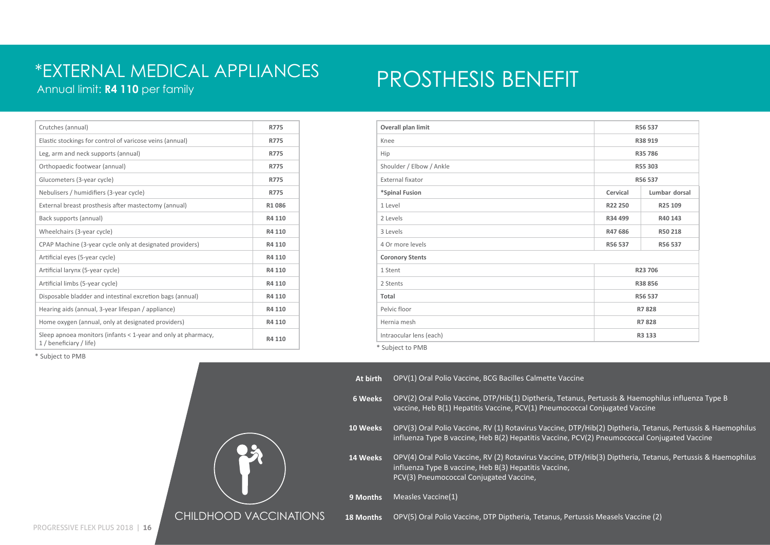# *EXTERNAL MEDICAL APPLIANCES

Annual limit: **R4 110** per family

| Item | Limit |
|---|---|
| Crutches (annual) | R775 |
| Elastic stockings for control of varicose veins (annual) | R775 |
| Leg, arm and neck supports (annual) | R775 |
| Orthopaedic footwear (annual) | R775 |
| Glucometers (3-year cycle) | R775 |
| Nebulisers / humidifiers (3-year cycle) | R775 |
| External breast prosthesis after mastectomy (annual) | R1 086 |
| Back supports (annual) | R4 110 |
| Wheelchairs (3-year cycle) | R4 110 |
| CPAP Machine (3-year cycle only at designated providers) | R4 110 |
| Artificial eyes (5-year cycle) | R4 110 |
| Artificial larynx (5-year cycle) | R4 110 |
| Artificial limbs (5-year cycle) | R4 110 |
| Disposable bladder and intestinal excretion bags (annual) | R4 110 |
| Hearing aids (annual, 3-year lifespan / appliance) | R4 110 |
| Home oxygen (annual, only at designated providers) | R4 110 |
| Sleep apnoea monitors (infants < 1-year and only at pharmacy, 1 / beneficiary / life) | R4 110 |

\* Subject to PMB

# PROSTHESIS BENEFIT

| Item | Limit | |
|---|---|---|
| **Overall plan limit** | R56 537 | |
| Knee | R38 919 | |
| Hip | R35 786 | |
| Shoulder / Elbow / Ankle | R55 303 | |
| External fixator | R56 537 | |
| ***Spinal Fusion** | **Cervical** | **Lumbar dorsal** |
| 1 Level | R22 250 | R25 109 |
| 2 Levels | R34 499 | R40 143 |
| 3 Levels | R47 686 | R50 218 |
| 4 Or more levels | R56 537 | R56 537 |
| **Coronory Stents** | | |
| 1 Stent | R23 706 | |
| 2 Stents | R38 856 | |
| **Total** | R56 537 | |
| Pelvic floor | R7 828 | |
| Hernia mesh | R7 828 | |
| Intraocular lens (each) | R3 133 | |

\* Subject to PMB

# CHILDHOOD VACCINATIONS

| Age | Vaccinations |
|---|---|
| **At birth** | OPV(1) Oral Polio Vaccine, BCG Bacilles Calmette Vaccine |
| **6 Weeks** | OPV(2) Oral Polio Vaccine, DTP/Hib(1) Diptheria, Tetanus, Pertussis & Haemophilus influenza Type B vaccine, Heb B(1) Hepatitis Vaccine, PCV(1) Pneumococcal Conjugated Vaccine |
| **10 Weeks** | OPV(3) Oral Polio Vaccine, RV (1) Rotavirus Vaccine, DTP/Hib(2) Diptheria, Tetanus, Pertussis & Haemophilus influenza Type B vaccine, Heb B(2) Hepatitis Vaccine, PCV(2) Pneumococcal Conjugated Vaccine |
| **14 Weeks** | OPV(4) Oral Polio Vaccine, RV (2) Rotavirus Vaccine, DTP/Hib(3) Diptheria, Tetanus, Pertussis & Haemophilus influenza Type B vaccine, Heb B(3) Hepatitis Vaccine, PCV(3) Pneumococcal Conjugated Vaccine, |
| **9 Months** | Measles Vaccine(1) |
| **18 Months** | OPV(5) Oral Polio Vaccine, DTP Diptheria, Tetanus, Pertussis Measels Vaccine (2) |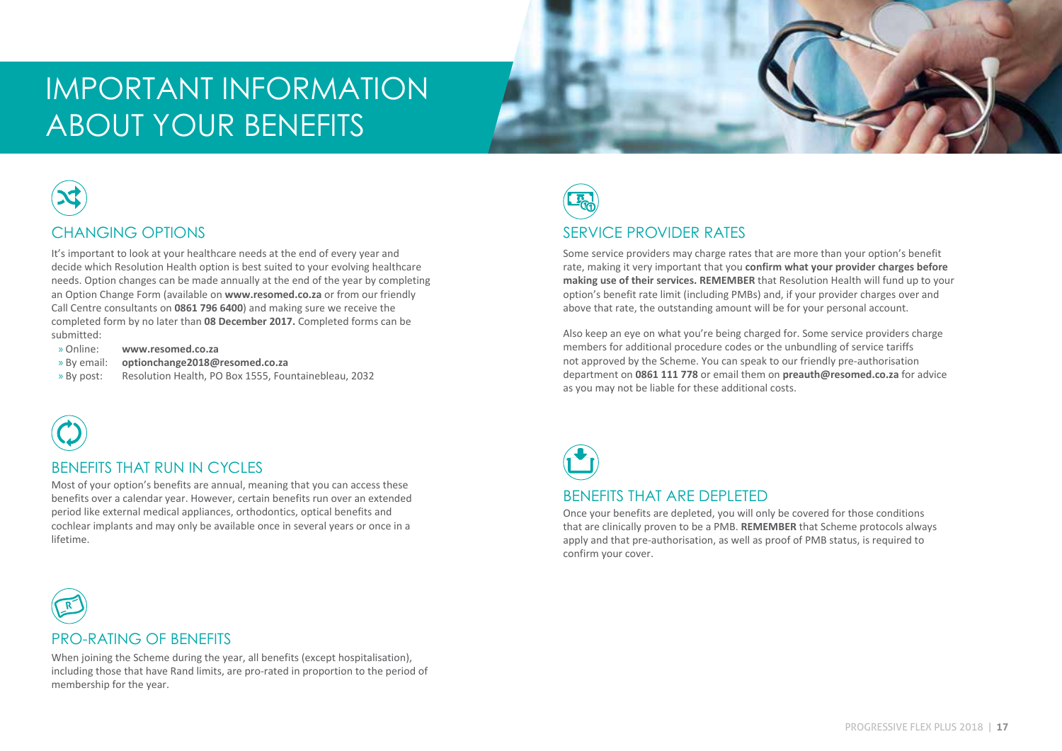# IMPORTANT INFORMATION ABOUT YOUR BENEFITS

## CHANGING OPTIONS

It's important to look at your healthcare needs at the end of every year and decide which Resolution Health option is best suited to your evolving healthcare needs. Option changes can be made annually at the end of the year by completing an Option Change Form (available on **www.resomed.co.za** or from our friendly Call Centre consultants on **0861 796 6400**) and making sure we receive the completed form by no later than **08 December 2017.** Completed forms can be submitted:

- Online: **www.resomed.co.za**
- By email: **optionchange2018@resomed.co.za**
- By post: Resolution Health, PO Box 1555, Fountainebleau, 2032

## BENEFITS THAT RUN IN CYCLES

Most of your option's benefits are annual, meaning that you can access these benefits over a calendar year. However, certain benefits run over an extended period like external medical appliances, orthodontics, optical benefits and cochlear implants and may only be available once in several years or once in a lifetime.

## PRO-RATING OF BENEFITS

When joining the Scheme during the year, all benefits (except hospitalisation), including those that have Rand limits, are pro-rated in proportion to the period of membership for the year.

## SERVICE PROVIDER RATES

Some service providers may charge rates that are more than your option's benefit rate, making it very important that you **confirm what your provider charges before making use of their services. REMEMBER** that Resolution Health will fund up to your option's benefit rate limit (including PMBs) and, if your provider charges over and above that rate, the outstanding amount will be for your personal account.

Also keep an eye on what you're being charged for. Some service providers charge members for additional procedure codes or the unbundling of service tariffs not approved by the Scheme. You can speak to our friendly pre-authorisation department on **0861 111 778** or email them on **preauth@resomed.co.za** for advice as you may not be liable for these additional costs.

## BENEFITS THAT ARE DEPLETED

Once your benefits are depleted, you will only be covered for those conditions that are clinically proven to be a PMB. **REMEMBER** that Scheme protocols always apply and that pre-authorisation, as well as proof of PMB status, is required to confirm your cover.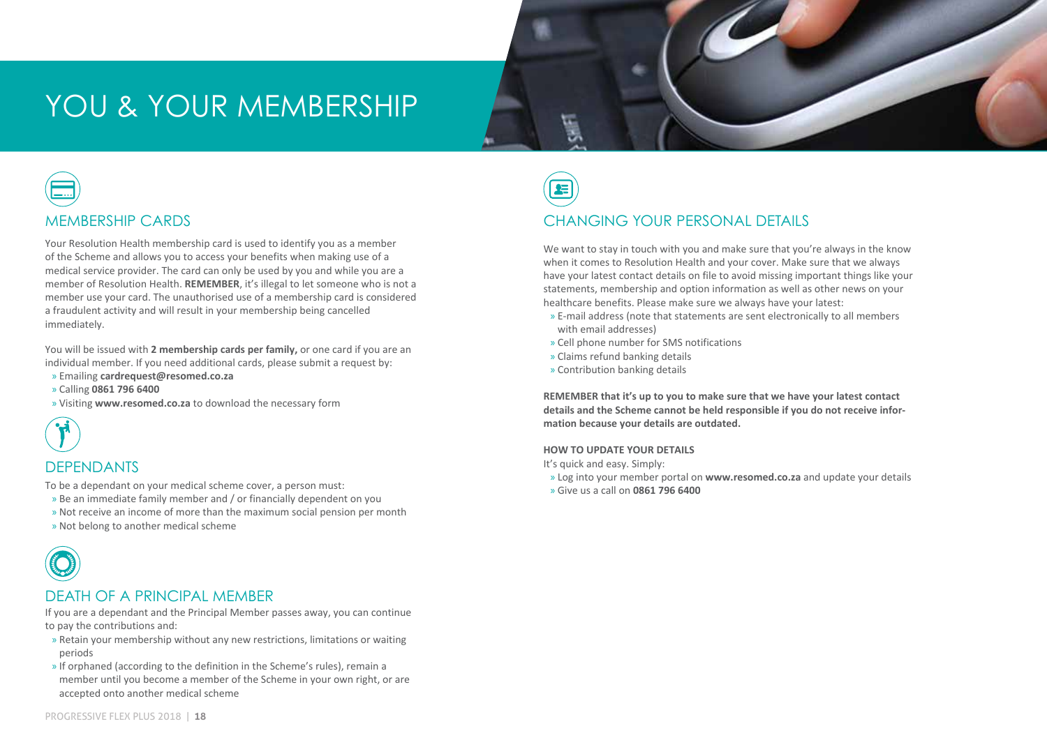# YOU & YOUR MEMBERSHIP

## MEMBERSHIP CARDS

Your Resolution Health membership card is used to identify you as a member of the Scheme and allows you to access your benefits when making use of a medical service provider. The card can only be used by you and while you are a member of Resolution Health. **REMEMBER**, it's illegal to let someone who is not a member use your card. The unauthorised use of a membership card is considered a fraudulent activity and will result in your membership being cancelled immediately.

You will be issued with **2 membership cards per family,** or one card if you are an individual member. If you need additional cards, please submit a request by:

» Emailing **cardrequest@resomed.co.za**
» Calling **0861 796 6400**
» Visiting **www.resomed.co.za** to download the necessary form

## DEPENDANTS

To be a dependant on your medical scheme cover, a person must:

» Be an immediate family member and / or financially dependent on you
» Not receive an income of more than the maximum social pension per month
» Not belong to another medical scheme

## DEATH OF A PRINCIPAL MEMBER

If you are a dependant and the Principal Member passes away, you can continue to pay the contributions and:

» Retain your membership without any new restrictions, limitations or waiting periods
» If orphaned (according to the definition in the Scheme's rules), remain a member until you become a member of the Scheme in your own right, or are accepted onto another medical scheme

## CHANGING YOUR PERSONAL DETAILS

We want to stay in touch with you and make sure that you're always in the know when it comes to Resolution Health and your cover. Make sure that we always have your latest contact details on file to avoid missing important things like your statements, membership and option information as well as other news on your healthcare benefits. Please make sure we always have your latest:

» E-mail address (note that statements are sent electronically to all members with email addresses)
» Cell phone number for SMS notifications
» Claims refund banking details
» Contribution banking details

**REMEMBER that it's up to you to make sure that we have your latest contact details and the Scheme cannot be held responsible if you do not receive information because your details are outdated.**

**HOW TO UPDATE YOUR DETAILS**

It's quick and easy. Simply:

» Log into your member portal on **www.resomed.co.za** and update your details
» Give us a call on **0861 796 6400**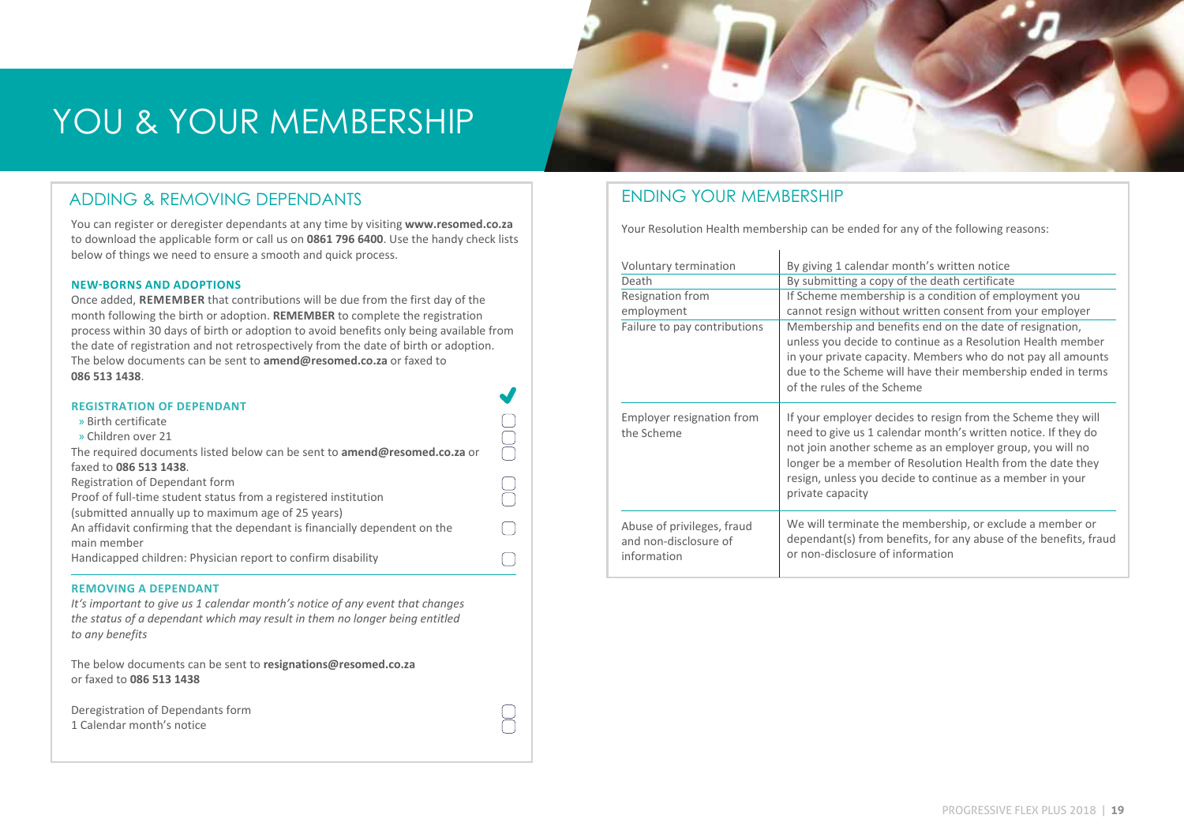# YOU & YOUR MEMBERSHIP

## ADDING & REMOVING DEPENDANTS

You can register or deregister dependants at any time by visiting **www.resomed.co.za** to download the applicable form or call us on **0861 796 6400**. Use the handy check lists below of things we need to ensure a smooth and quick process.

### NEW-BORNS AND ADOPTIONS

Once added, **REMEMBER** that contributions will be due from the first day of the month following the birth or adoption. **REMEMBER** to complete the registration process within 30 days of birth or adoption to avoid benefits only being available from the date of registration and not retrospectively from the date of birth or adoption. The below documents can be sent to **amend@resomed.co.za** or faxed to **086 513 1438**.

### REGISTRATION OF DEPENDANT

- » Birth certificate ☐
- » Children over 21 ☐

The required documents listed below can be sent to **amend@resomed.co.za** or faxed to **086 513 1438**. ☐

- Registration of Dependant form ☐
- Proof of full-time student status from a registered institution (submitted annually up to maximum age of 25 years) ☐
- An affidavit confirming that the dependant is financially dependent on the main member ☐
- Handicapped children: Physician report to confirm disability ☐

### REMOVING A DEPENDANT

*It's important to give us 1 calendar month's notice of any event that changes the status of a dependant which may result in them no longer being entitled to any benefits*

The below documents can be sent to **resignations@resomed.co.za** or faxed to **086 513 1438**

- Deregistration of Dependants form ☐
- 1 Calendar month's notice ☐

## ENDING YOUR MEMBERSHIP

Your Resolution Health membership can be ended for any of the following reasons:

| | |
|---|---|
| Voluntary termination | By giving 1 calendar month's written notice |
| Death | By submitting a copy of the death certificate |
| Resignation from employment | If Scheme membership is a condition of employment you cannot resign without written consent from your employer |
| Failure to pay contributions | Membership and benefits end on the date of resignation, unless you decide to continue as a Resolution Health member in your private capacity. Members who do not pay all amounts due to the Scheme will have their membership ended in terms of the rules of the Scheme |
| Employer resignation from the Scheme | If your employer decides to resign from the Scheme they will need to give us 1 calendar month's written notice. If they do not join another scheme as an employer group, you will no longer be a member of Resolution Health from the date they resign, unless you decide to continue as a member in your private capacity |
| Abuse of privileges, fraud and non-disclosure of information | We will terminate the membership, or exclude a member or dependant(s) from benefits, for any abuse of the benefits, fraud or non-disclosure of information |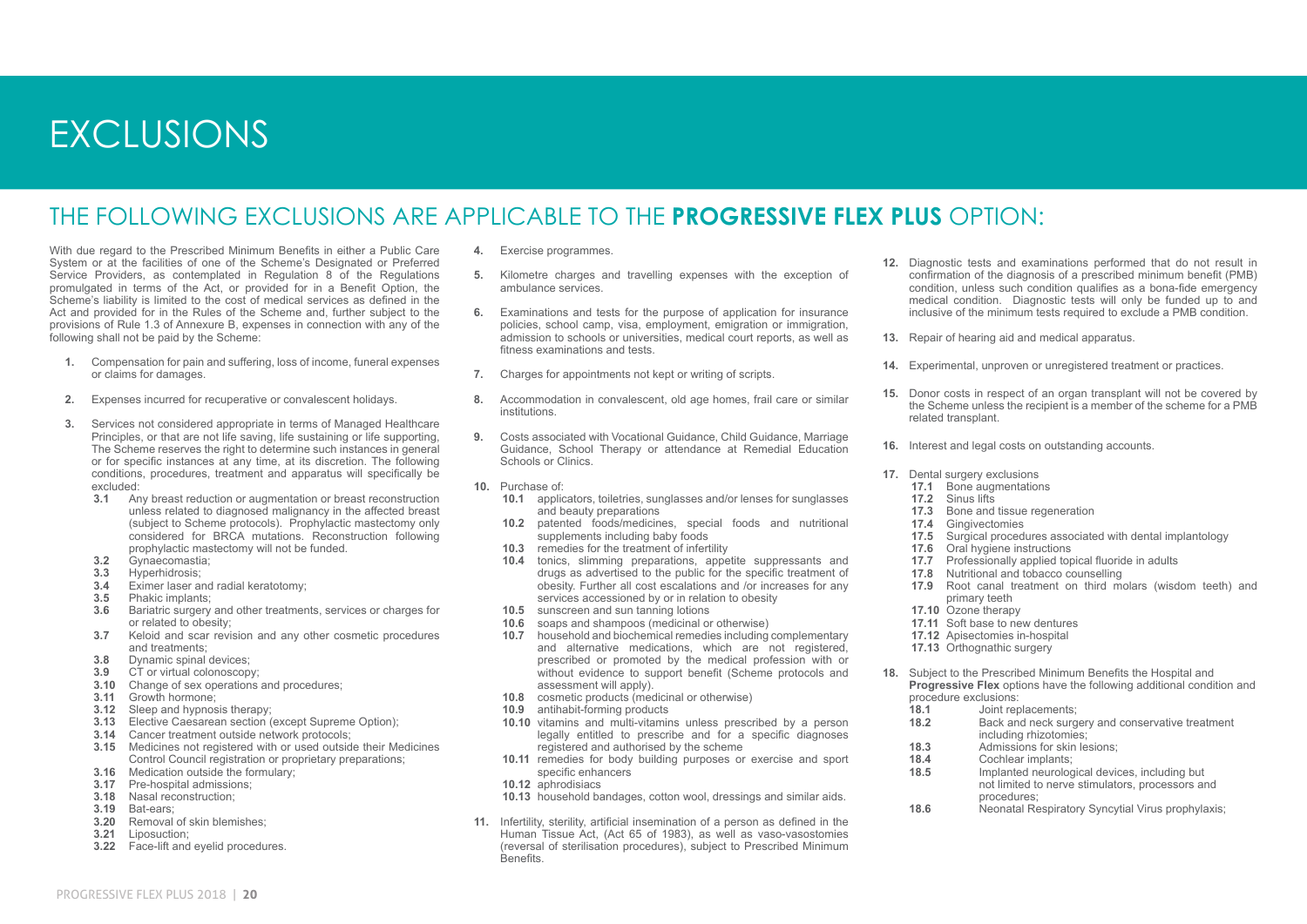# EXCLUSIONS

## THE FOLLOWING EXCLUSIONS ARE APPLICABLE TO THE **PROGRESSIVE FLEX PLUS** OPTION:

With due regard to the Prescribed Minimum Benefits in either a Public Care System or at the facilities of one of the Scheme's Designated or Preferred Service Providers, as contemplated in Regulation 8 of the Regulations promulgated in terms of the Act, or provided for in a Benefit Option, the Scheme's liability is limited to the cost of medical services as defined in the Act and provided for in the Rules of the Scheme and, further subject to the provisions of Rule 1.3 of Annexure B, expenses in connection with any of the following shall not be paid by the Scheme:

1. Compensation for pain and suffering, loss of income, funeral expenses or claims for damages.
2. Expenses incurred for recuperative or convalescent holidays.
3. Services not considered appropriate in terms of Managed Healthcare Principles, or that are not life saving, life sustaining or life supporting, The Scheme reserves the right to determine such instances in general or for specific instances at any time, at its discretion. The following conditions, procedures, treatment and apparatus will specifically be excluded:
   - **3.1** Any breast reduction or augmentation or breast reconstruction unless related to diagnosed malignancy in the affected breast (subject to Scheme protocols). Prophylactic mastectomy only considered for BRCA mutations. Reconstruction following prophylactic mastectomy will not be funded.
   - **3.2** Gynaecomastia;
   - **3.3** Hyperhidrosis;
   - **3.4** Eximer laser and radial keratotomy;
   - **3.5** Phakic implants;
   - **3.6** Bariatric surgery and other treatments, services or charges for or related to obesity;
   - **3.7** Keloid and scar revision and any other cosmetic procedures and treatments;
   - **3.8** Dynamic spinal devices;
   - **3.9** CT or virtual colonoscopy;
   - **3.10** Change of sex operations and procedures;
   - **3.11** Growth hormone;
   - **3.12** Sleep and hypnosis therapy;
   - **3.13** Elective Caesarean section (except Supreme Option);
   - **3.14** Cancer treatment outside network protocols;
   - **3.15** Medicines not registered with or used outside their Medicines Control Council registration or proprietary preparations;
   - **3.16** Medication outside the formulary;
   - **3.17** Pre-hospital admissions;
   - **3.18** Nasal reconstruction;
   - **3.19** Bat-ears;
   - **3.20** Removal of skin blemishes;
   - **3.21** Liposuction;
   - **3.22** Face-lift and eyelid procedures.
4. Exercise programmes.
5. Kilometre charges and travelling expenses with the exception of ambulance services.
6. Examinations and tests for the purpose of application for insurance policies, school camp, visa, employment, emigration or immigration, admission to schools or universities, medical court reports, as well as fitness examinations and tests.
7. Charges for appointments not kept or writing of scripts.
8. Accommodation in convalescent, old age homes, frail care or similar institutions.
9. Costs associated with Vocational Guidance, Child Guidance, Marriage Guidance, School Therapy or attendance at Remedial Education Schools or Clinics.
10. Purchase of:
    - **10.1** applicators, toiletries, sunglasses and/or lenses for sunglasses and beauty preparations
    - **10.2** patented foods/medicines, special foods and nutritional supplements including baby foods
    - **10.3** remedies for the treatment of infertility
    - **10.4** tonics, slimming preparations, appetite suppressants and drugs as advertised to the public for the specific treatment of obesity. Further all cost escalations and /or increases for any services accessioned by or in relation to obesity
    - **10.5** sunscreen and sun tanning lotions
    - **10.6** soaps and shampoos (medicinal or otherwise)
    - **10.7** household and biochemical remedies including complementary and alternative medications, which are not registered, prescribed or promoted by the medical profession with or without evidence to support benefit (Scheme protocols and assessment will apply).
    - **10.8** cosmetic products (medicinal or otherwise)
    - **10.9** antihabit-forming products
    - **10.10** vitamins and multi-vitamins unless prescribed by a person legally entitled to prescribe and for a specific diagnoses registered and authorised by the scheme
    - **10.11** remedies for body building purposes or exercise and sport specific enhancers
    - **10.12** aphrodisiacs
    - **10.13** household bandages, cotton wool, dressings and similar aids.
11. Infertility, sterility, artificial insemination of a person as defined in the Human Tissue Act, (Act 65 of 1983), as well as vaso-vasostomies (reversal of sterilisation procedures), subject to Prescribed Minimum Benefits.
12. Diagnostic tests and examinations performed that do not result in confirmation of the diagnosis of a prescribed minimum benefit (PMB) condition, unless such condition qualifies as a bona-fide emergency medical condition. Diagnostic tests will only be funded up to and inclusive of the minimum tests required to exclude a PMB condition.
13. Repair of hearing aid and medical apparatus.
14. Experimental, unproven or unregistered treatment or practices.
15. Donor costs in respect of an organ transplant will not be covered by the Scheme unless the recipient is a member of the scheme for a PMB related transplant.
16. Interest and legal costs on outstanding accounts.
17. Dental surgery exclusions
    - **17.1** Bone augmentations
    - **17.2** Sinus lifts
    - **17.3** Bone and tissue regeneration
    - **17.4** Gingivectomies
    - **17.5** Surgical procedures associated with dental implantology
    - **17.6** Oral hygiene instructions
    - **17.7** Professionally applied topical fluoride in adults
    - **17.8** Nutritional and tobacco counselling
    - **17.9** Root canal treatment on third molars (wisdom teeth) and primary teeth
    - **17.10** Ozone therapy
    - **17.11** Soft base to new dentures
    - **17.12** Apisectomies in-hospital
    - **17.13** Orthognathic surgery
18. Subject to the Prescribed Minimum Benefits the Hospital and **Progressive Flex** options have the following additional condition and procedure exclusions:
    - **18.1** Joint replacements;
    - **18.2** Back and neck surgery and conservative treatment including rhizotomies;
    - **18.3** Admissions for skin lesions;
    - **18.4** Cochlear implants;
    - **18.5** Implanted neurological devices, including but not limited to nerve stimulators, processors and procedures;
    - **18.6** Neonatal Respiratory Syncytial Virus prophylaxis;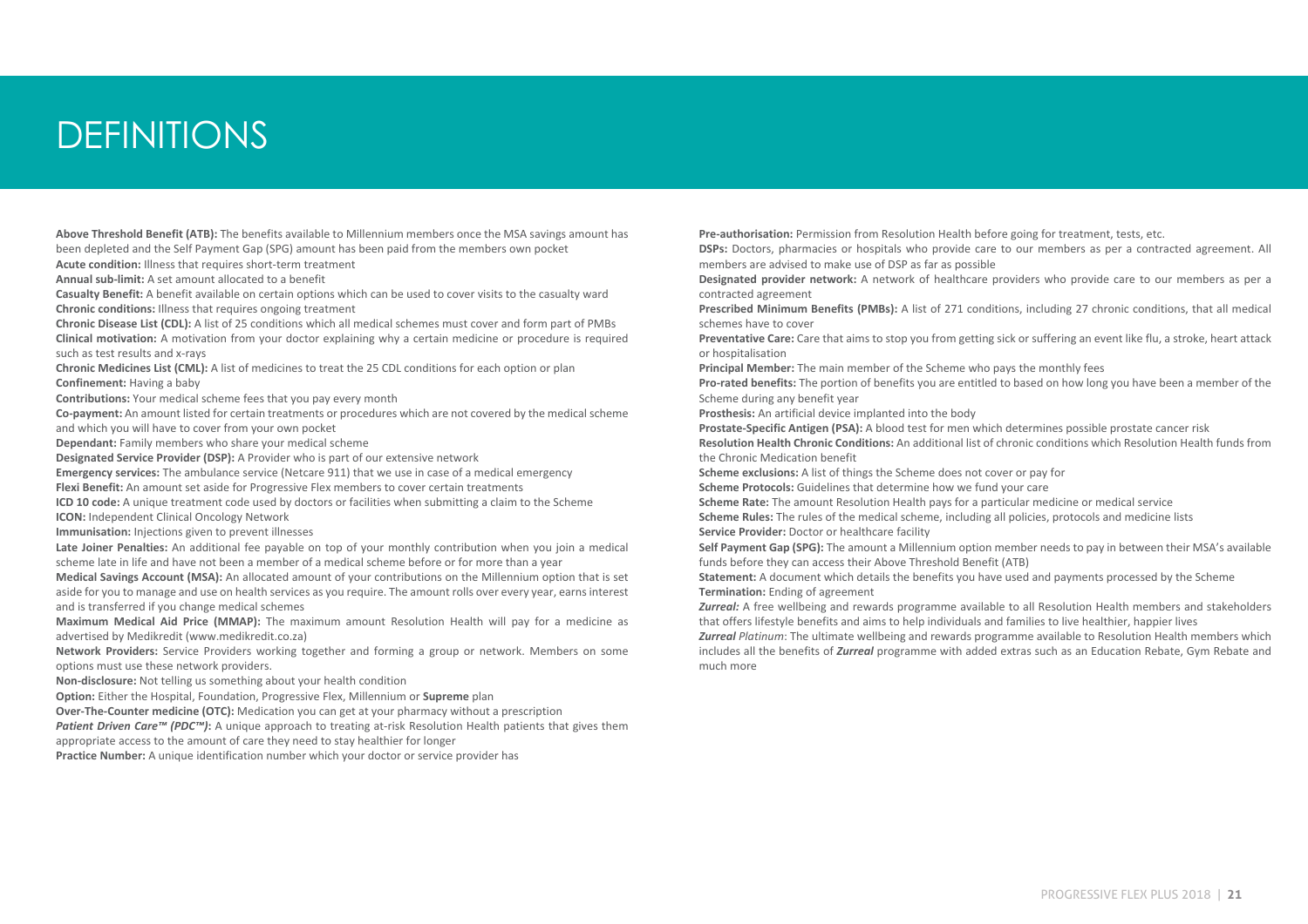# DEFINITIONS

**Above Threshold Benefit (ATB):** The benefits available to Millennium members once the MSA savings amount has been depleted and the Self Payment Gap (SPG) amount has been paid from the members own pocket

**Acute condition:** Illness that requires short-term treatment

**Annual sub-limit:** A set amount allocated to a benefit

**Casualty Benefit:** A benefit available on certain options which can be used to cover visits to the casualty ward

**Chronic conditions:** Illness that requires ongoing treatment

**Chronic Disease List (CDL):** A list of 25 conditions which all medical schemes must cover and form part of PMBs

**Clinical motivation:** A motivation from your doctor explaining why a certain medicine or procedure is required such as test results and x-rays

**Chronic Medicines List (CML):** A list of medicines to treat the 25 CDL conditions for each option or plan

**Confinement:** Having a baby

**Contributions:** Your medical scheme fees that you pay every month

**Co-payment:** An amount listed for certain treatments or procedures which are not covered by the medical scheme and which you will have to cover from your own pocket

**Dependant:** Family members who share your medical scheme

**Designated Service Provider (DSP):** A Provider who is part of our extensive network

**Emergency services:** The ambulance service (Netcare 911) that we use in case of a medical emergency

**Flexi Benefit:** An amount set aside for Progressive Flex members to cover certain treatments

**ICD 10 code:** A unique treatment code used by doctors or facilities when submitting a claim to the Scheme

**ICON:** Independent Clinical Oncology Network

**Immunisation:** Injections given to prevent illnesses

**Late Joiner Penalties:** An additional fee payable on top of your monthly contribution when you join a medical scheme late in life and have not been a member of a medical scheme before or for more than a year

**Medical Savings Account (MSA):** An allocated amount of your contributions on the Millennium option that is set aside for you to manage and use on health services as you require. The amount rolls over every year, earns interest and is transferred if you change medical schemes

**Maximum Medical Aid Price (MMAP):** The maximum amount Resolution Health will pay for a medicine as advertised by Medikredit (www.medikredit.co.za)

**Network Providers:** Service Providers working together and forming a group or network. Members on some options must use these network providers.

**Non-disclosure:** Not telling us something about your health condition

**Option:** Either the Hospital, Foundation, Progressive Flex, Millennium or **Supreme** plan

**Over-The-Counter medicine (OTC):** Medication you can get at your pharmacy without a prescription

***Patient Driven Care™ (PDC™)*:** A unique approach to treating at-risk Resolution Health patients that gives them appropriate access to the amount of care they need to stay healthier for longer

**Practice Number:** A unique identification number which your doctor or service provider has

**Pre-authorisation:** Permission from Resolution Health before going for treatment, tests, etc.

**DSPs:** Doctors, pharmacies or hospitals who provide care to our members as per a contracted agreement. All members are advised to make use of DSP as far as possible

**Designated provider network:** A network of healthcare providers who provide care to our members as per a contracted agreement

**Prescribed Minimum Benefits (PMBs):** A list of 271 conditions, including 27 chronic conditions, that all medical schemes have to cover

**Preventative Care:** Care that aims to stop you from getting sick or suffering an event like flu, a stroke, heart attack or hospitalisation

**Principal Member:** The main member of the Scheme who pays the monthly fees

**Pro-rated benefits:** The portion of benefits you are entitled to based on how long you have been a member of the Scheme during any benefit year

**Prosthesis:** An artificial device implanted into the body

**Prostate-Specific Antigen (PSA):** A blood test for men which determines possible prostate cancer risk

**Resolution Health Chronic Conditions:** An additional list of chronic conditions which Resolution Health funds from the Chronic Medication benefit

**Scheme exclusions:** A list of things the Scheme does not cover or pay for

**Scheme Protocols:** Guidelines that determine how we fund your care

**Scheme Rate:** The amount Resolution Health pays for a particular medicine or medical service

**Scheme Rules:** The rules of the medical scheme, including all policies, protocols and medicine lists

**Service Provider:** Doctor or healthcare facility

**Self Payment Gap (SPG):** The amount a Millennium option member needs to pay in between their MSA's available funds before they can access their Above Threshold Benefit (ATB)

**Statement:** A document which details the benefits you have used and payments processed by the Scheme

**Termination:** Ending of agreement

***Zurreal:*** A free wellbeing and rewards programme available to all Resolution Health members and stakeholders that offers lifestyle benefits and aims to help individuals and families to live healthier, happier lives

***Zurreal** Platinum*: The ultimate wellbeing and rewards programme available to Resolution Health members which includes all the benefits of ***Zurreal*** programme with added extras such as an Education Rebate, Gym Rebate and much more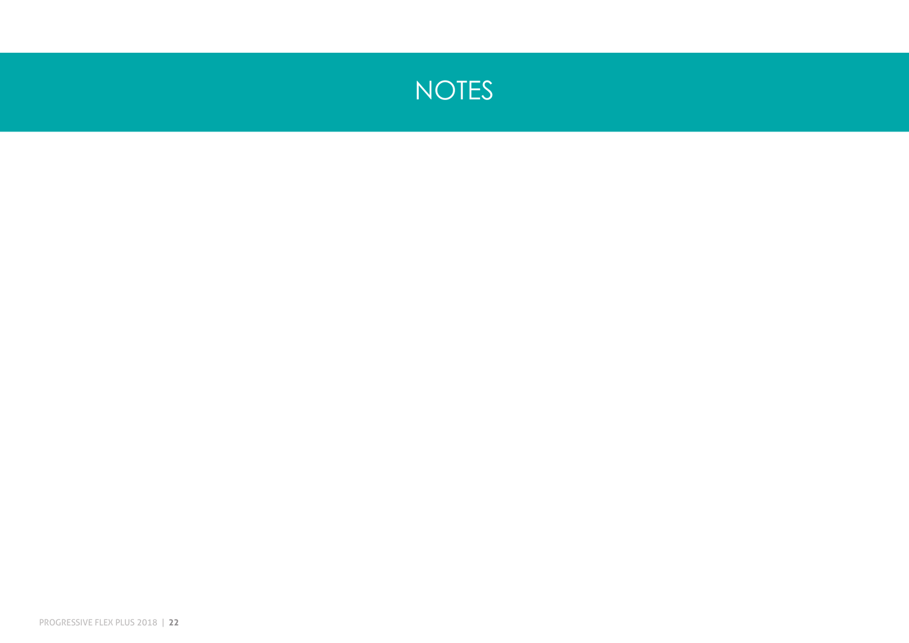# NOTES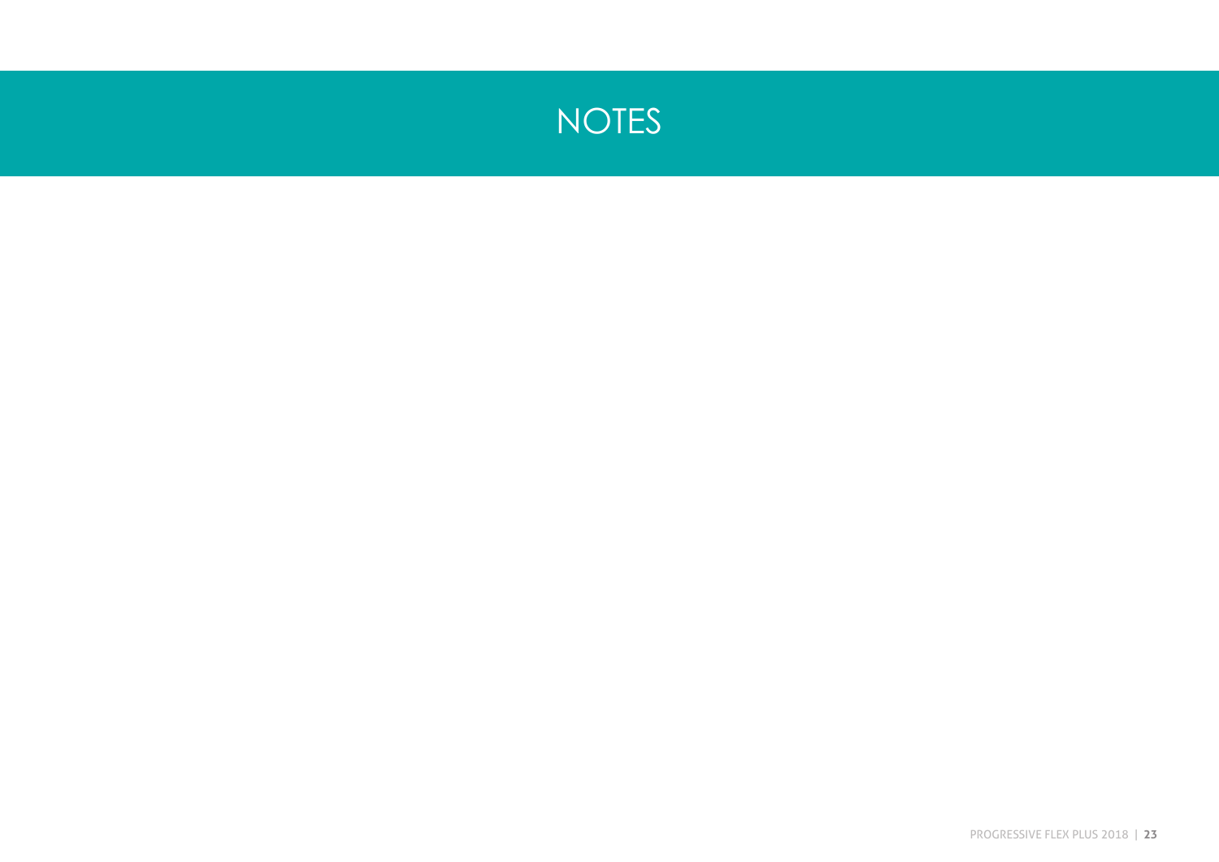# NOTES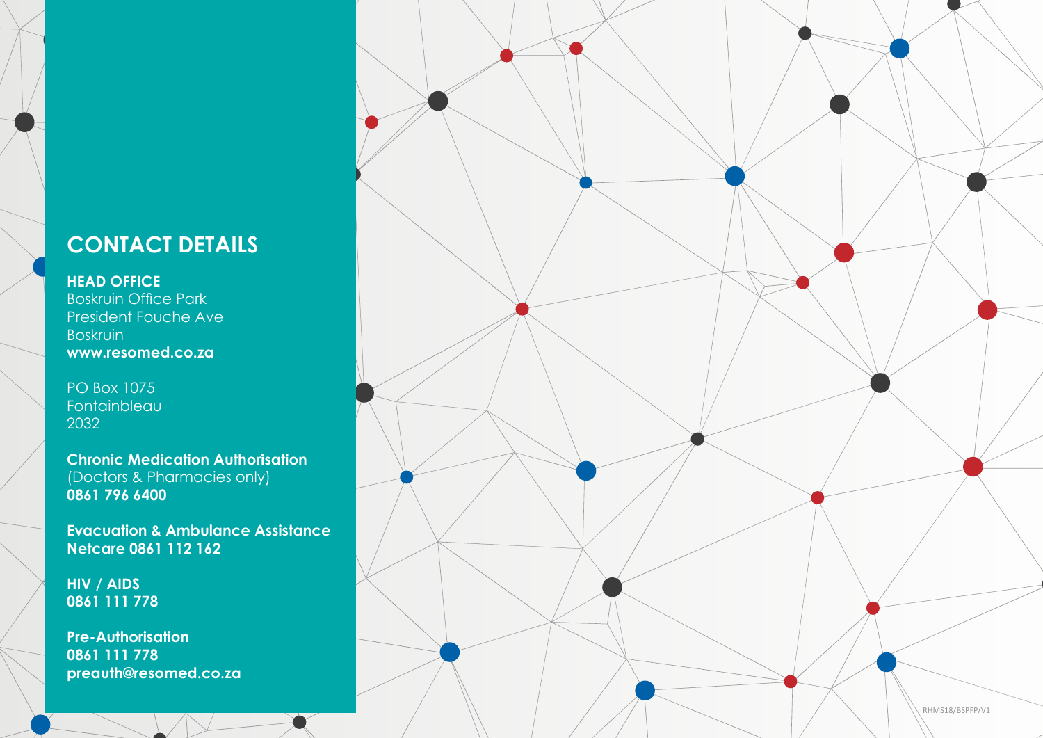## CONTACT DETAILS

**HEAD OFFICE**
Boskruin Office Park
President Fouche Ave
Boskruin
**www.resomed.co.za**

PO Box 1075
Fontainbleau
2032

**Chronic Medication Authorisation**
(Doctors & Pharmacies only)
**0861 796 6400**

**Evacuation & Ambulance Assistance**
**Netcare 0861 112 162**

**HIV / AIDS**
**0861 111 778**

**Pre-Authorisation**
**0861 111 778**
**preauth@resomed.co.za**

RHMS18/BSPFP/V1